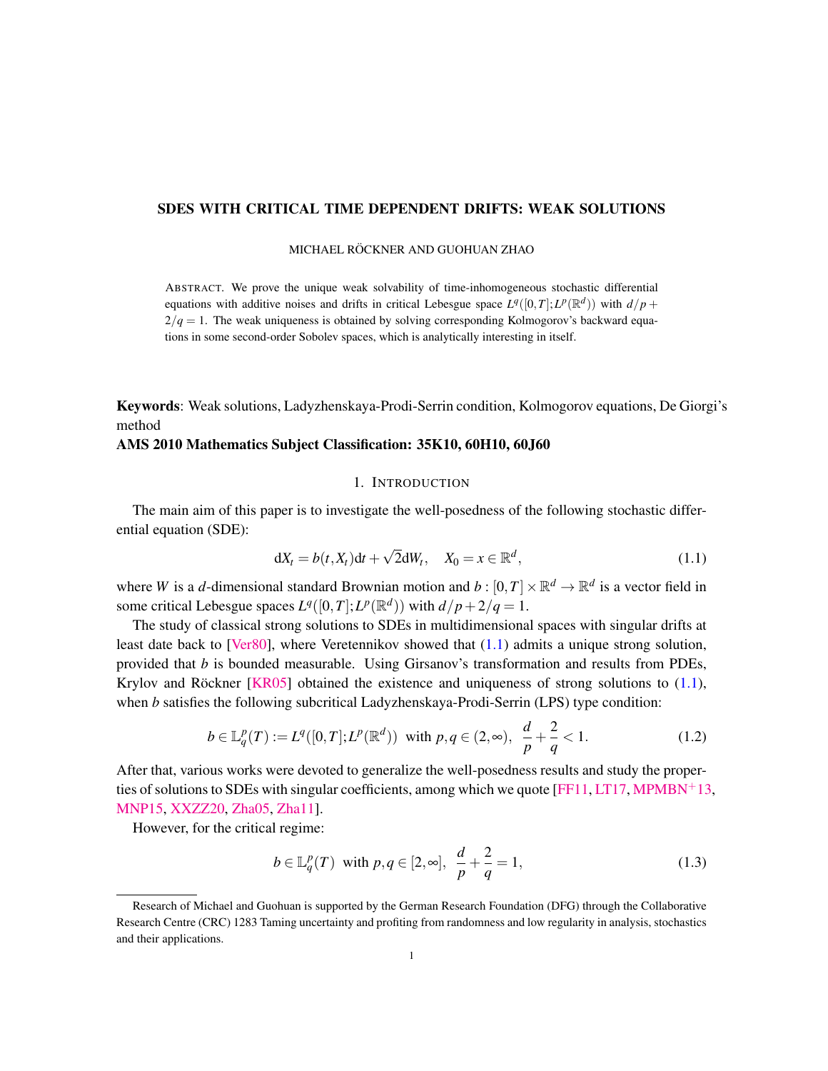# SDES WITH CRITICAL TIME DEPENDENT DRIFTS: WEAK SOLUTIONS

MICHAEL RÖCKNER AND GUOHUAN ZHAO

ABSTRACT. We prove the unique weak solvability of time-inhomogeneous stochastic differential equations with additive noises and drifts in critical Lebesgue space $L^q([0,T];L^p(\mathbb{R}^d))$ with $d/p+2/q=1$. The weak uniqueness is obtained by solving corresponding Kolmogorov's backward equations in some second-order Sobolev spaces, which is analytically interesting in itself.

**Keywords**: Weak solutions, Ladyzhenskaya-Prodi-Serrin condition, Kolmogorov equations, De Giorgi's method

**AMS 2010 Mathematics Subject Classification: 35K10, 60H10, 60J60**

## 1. INTRODUCTION

The main aim of this paper is to investigate the well-posedness of the following stochastic differential equation (SDE):

$$
\mathrm{d}X_t = b(t,X_t)\mathrm{d}t + \sqrt{2}\mathrm{d}W_t, \quad X_0 = x \in \mathbb{R}^d, \tag{1.1}
$$

where $W$ is a $d$-dimensional standard Brownian motion and $b:[0,T]\times\mathbb{R}^d\to\mathbb{R}^d$ is a vector field in some critical Lebesgue spaces $L^q([0,T];L^p(\mathbb{R}^d))$ with $d/p+2/q=1$.

The study of classical strong solutions to SDEs in multidimensional spaces with singular drifts at least date back to [Ver80], where Veretennikov showed that (1.1) admits a unique strong solution, provided that $b$ is bounded measurable. Using Girsanov's transformation and results from PDEs, Krylov and Röckner [KR05] obtained the existence and uniqueness of strong solutions to (1.1), when $b$ satisfies the following subcritical Ladyzhenskaya-Prodi-Serrin (LPS) type condition:

$$
b \in \mathbb{L}_q^p(T) := L^q([0,T];L^p(\mathbb{R}^d)) \text{ with } p,q\in(2,\infty),\ \frac{d}{p}+\frac{2}{q}<1. \tag{1.2}
$$

After that, various works were devoted to generalize the well-posedness results and study the properties of solutions to SDEs with singular coefficients, among which we quote [FF11, LT17, MPMBN+13, MNP15, XXZZ20, Zha05, Zha11].

However, for the critical regime:

$$
b \in \mathbb{L}_q^p(T) \text{ with } p,q\in[2,\infty],\ \frac{d}{p}+\frac{2}{q}=1, \tag{1.3}
$$

Research of Michael and Guohuan is supported by the German Research Foundation (DFG) through the Collaborative Research Centre (CRC) 1283 Taming uncertainty and profiting from randomness and low regularity in analysis, stochastics and their applications.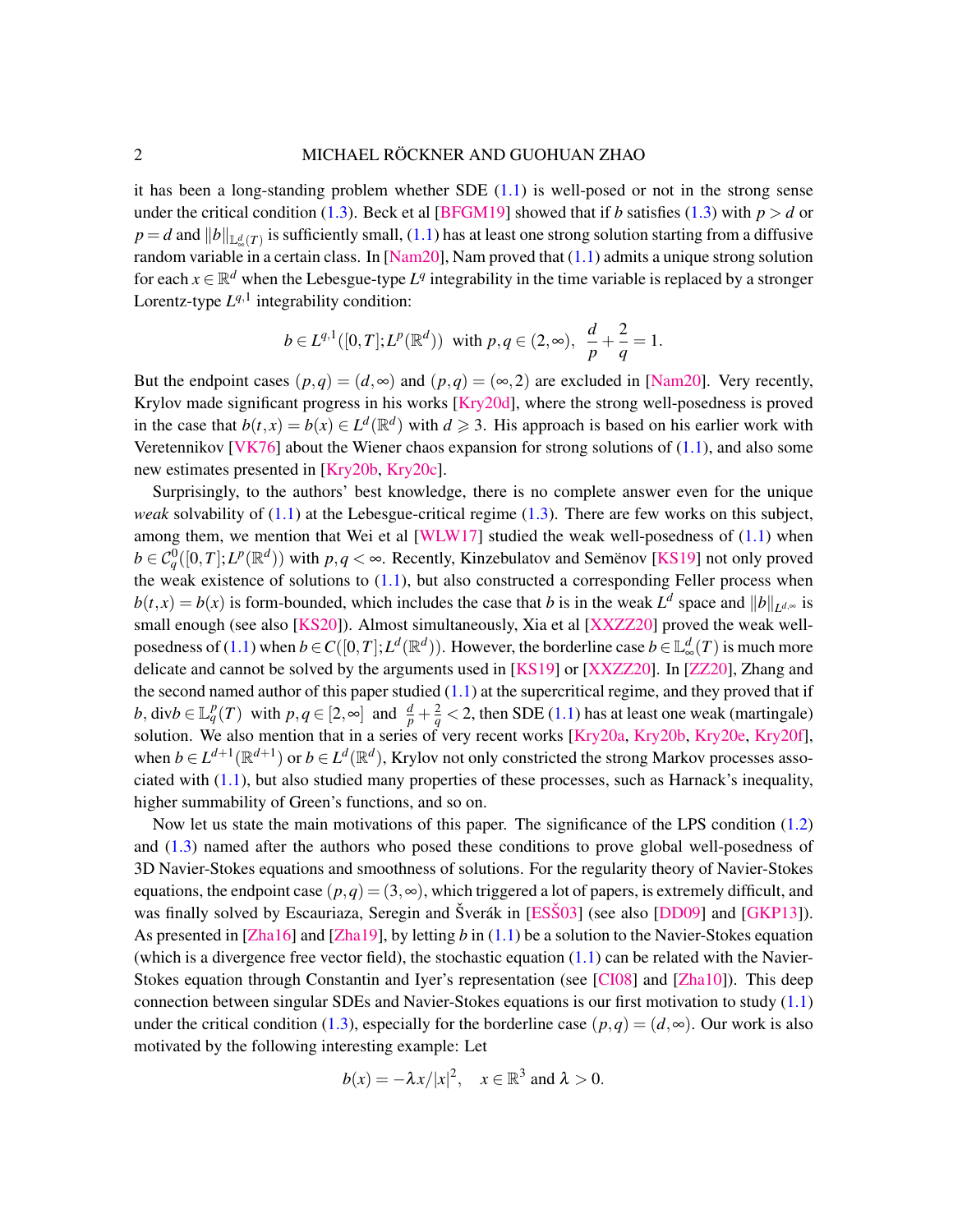it has been a long-standing problem whether SDE (1.1) is well-posed or not in the strong sense under the critical condition (1.3). Beck et al [BFGM19] showed that if $b$ satisfies (1.3) with $p > d$ or $p = d$ and $\|b\|_{\mathbb{L}^d_\infty(T)}$ is sufficiently small, (1.1) has at least one strong solution starting from a diffusive random variable in a certain class. In [Nam20], Nam proved that (1.1) admits a unique strong solution for each $x \in \mathbb{R}^d$ when the Lebesgue-type $L^q$ integrability in the time variable is replaced by a stronger Lorentz-type $L^{q,1}$ integrability condition:

$$b \in L^{q,1}([0,T]; L^p(\mathbb{R}^d)) \ \text{ with } p, q \in (2, \infty), \ \ \frac{d}{p} + \frac{2}{q} = 1.$$

But the endpoint cases $(p,q) = (d, \infty)$ and $(p,q) = (\infty, 2)$ are excluded in [Nam20]. Very recently, Krylov made significant progress in his works [Kry20d], where the strong well-posedness is proved in the case that $b(t,x) = b(x) \in L^d(\mathbb{R}^d)$ with $d \geqslant 3$. His approach is based on his earlier work with Veretennikov [VK76] about the Wiener chaos expansion for strong solutions of (1.1), and also some new estimates presented in [Kry20b, Kry20c].

Surprisingly, to the authors' best knowledge, there is no complete answer even for the unique *weak* solvability of (1.1) at the Lebesgue-critical regime (1.3). There are few works on this subject, among them, we mention that Wei et al [WLW17] studied the weak well-posedness of (1.1) when $b \in \mathcal{C}^0_q([0,T]; L^p(\mathbb{R}^d))$ with $p, q < \infty$. Recently, Kinzebulatov and Semënov [KS19] not only proved the weak existence of solutions to (1.1), but also constructed a corresponding Feller process when $b(t,x) = b(x)$ is form-bounded, which includes the case that $b$ is in the weak $L^d$ space and $\|b\|_{L^{d,\infty}}$ is small enough (see also [KS20]). Almost simultaneously, Xia et al [XXZZ20] proved the weak well-posedness of (1.1) when $b \in C([0,T]; L^d(\mathbb{R}^d))$. However, the borderline case $b \in \mathbb{L}^d_\infty(T)$ is much more delicate and cannot be solved by the arguments used in [KS19] or [XXZZ20]. In [ZZ20], Zhang and the second named author of this paper studied (1.1) at the supercritical regime, and they proved that if $b, \mathrm{div} b \in \mathbb{L}^p_q(T)$ with $p, q \in [2, \infty]$ and $\frac{d}{p} + \frac{2}{q} < 2$, then SDE (1.1) has at least one weak (martingale) solution. We also mention that in a series of very recent works [Kry20a, Kry20b, Kry20e, Kry20f], when $b \in L^{d+1}(\mathbb{R}^{d+1})$ or $b \in L^d(\mathbb{R}^d)$, Krylov not only constricted the strong Markov processes associated with (1.1), but also studied many properties of these processes, such as Harnack's inequality, higher summability of Green's functions, and so on.

Now let us state the main motivations of this paper. The significance of the LPS condition (1.2) and (1.3) named after the authors who posed these conditions to prove global well-posedness of 3D Navier-Stokes equations and smoothness of solutions. For the regularity theory of Navier-Stokes equations, the endpoint case $(p,q) = (3, \infty)$, which triggered a lot of papers, is extremely difficult, and was finally solved by Escauriaza, Seregin and Šverák in [ESŠ03] (see also [DD09] and [GKP13]). As presented in [Zha16] and [Zha19], by letting $b$ in (1.1) be a solution to the Navier-Stokes equation (which is a divergence free vector field), the stochastic equation (1.1) can be related with the Navier-Stokes equation through Constantin and Iyer's representation (see [CI08] and [Zha10]). This deep connection between singular SDEs and Navier-Stokes equations is our first motivation to study (1.1) under the critical condition (1.3), especially for the borderline case $(p,q) = (d, \infty)$. Our work is also motivated by the following interesting example: Let

$$b(x) = -\lambda x / |x|^2, \quad x \in \mathbb{R}^3 \text{ and } \lambda > 0.$$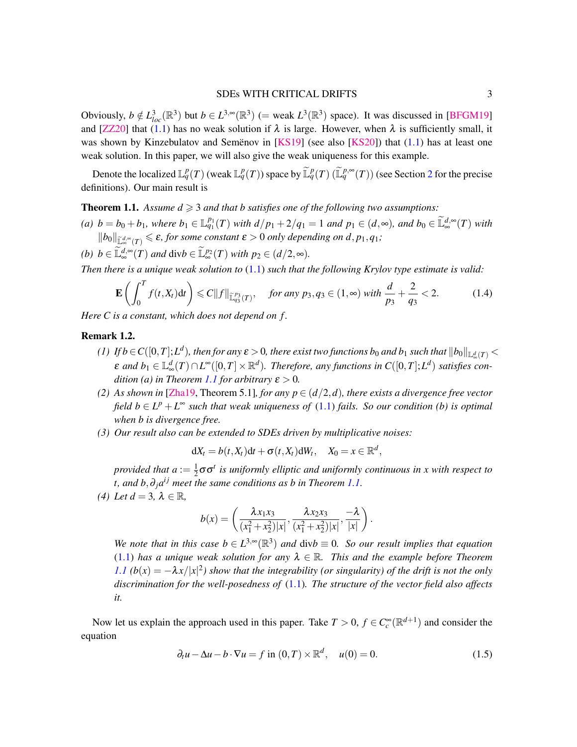Obviously, $b \notin L^3_{loc}(\mathbb{R}^3)$ but $b \in L^{3,\infty}(\mathbb{R}^3)$ ($=$ weak $L^3(\mathbb{R}^3)$ space). It was discussed in [BFGM19] and [ZZ20] that (1.1) has no weak solution if $\lambda$ is large. However, when $\lambda$ is sufficiently small, it was shown by Kinzebulatov and Semënov in [KS19] (see also [KS20]) that (1.1) has at least one weak solution. In this paper, we will also give the weak uniqueness for this example.

Denote the localized $\mathbb{L}^p_q(T)$ (weak $\mathbb{L}^p_q(T)$) space by $\widetilde{\mathbb{L}}^p_q(T)$ ($\widetilde{\mathbb{L}}^{p,\infty}_q(T)$) (see Section 2 for the precise definitions). Our main result is

**Theorem 1.1.** *Assume $d \geqslant 3$ and that $b$ satisfies one of the following two assumptions:*

*(a) $b = b_0 + b_1$, where $b_1 \in \mathbb{L}^{p_1}_{q_1}(T)$ with $d/p_1 + 2/q_1 = 1$ and $p_1 \in (d,\infty)$, and $b_0 \in \widetilde{\mathbb{L}}^{d,\infty}_\infty(T)$ with $\|b_0\|_{\widetilde{\mathbb{L}}^{d,\infty}_\infty(T)} \leqslant \varepsilon$, for some constant $\varepsilon > 0$ only depending on $d, p_1, q_1$;*

*(b) $b \in \widetilde{\mathbb{L}}^{d,\infty}_\infty(T)$ and $\mathrm{div} b \in \widetilde{\mathbb{L}}^{p_2}_\infty(T)$ with $p_2 \in (d/2,\infty)$.*

*Then there is a unique weak solution to (1.1) such that the following Krylov type estimate is valid:*

$$
\mathbf{E}\left(\int_0^T f(t,X_t)\mathrm{d}t\right) \leqslant C\|f\|_{\widetilde{\mathbb{L}}^{p_3}_{q_3}(T)}, \quad \text{for any } p_3, q_3 \in (1,\infty) \text{ with } \frac{d}{p_3} + \frac{2}{q_3} < 2. \tag{1.4}
$$

*Here $C$ is a constant, which does not depend on $f$.*

**Remark 1.2.**

*(1) If $b \in C([0,T];L^d)$, then for any $\varepsilon > 0$, there exist two functions $b_0$ and $b_1$ such that $\|b_0\|_{\mathbb{L}^d_\infty(T)} < \varepsilon$ and $b_1 \in \mathbb{L}^d_\infty(T) \cap L^\infty([0,T]\times\mathbb{R}^d)$. Therefore, any functions in $C([0,T];L^d)$ satisfies condition (a) in Theorem 1.1 for arbitrary $\varepsilon > 0$.*

*(2) As shown in [Zha19, Theorem 5.1], for any $p \in (d/2,d)$, there exists a divergence free vector field $b \in L^p + L^\infty$ such that weak uniqueness of (1.1) fails. So our condition (b) is optimal when $b$ is divergence free.*

*(3) Our result also can be extended to SDEs driven by multiplicative noises:*

$$
\mathrm{d}X_t = b(t,X_t)\mathrm{d}t + \sigma(t,X_t)\mathrm{d}W_t, \quad X_0 = x \in \mathbb{R}^d,
$$

*provided that $a := \frac{1}{2}\sigma\sigma^t$ is uniformly elliptic and uniformly continuous in $x$ with respect to $t$, and $b, \partial_j a^{ij}$ meet the same conditions as $b$ in Theorem 1.1.*

*(4) Let $d = 3$, $\lambda \in \mathbb{R}$,*

$$
b(x) = \left(\frac{\lambda x_1 x_3}{(x_1^2+x_2^2)|x|}, \frac{\lambda x_2 x_3}{(x_1^2+x_2^2)|x|}, \frac{-\lambda}{|x|}\right).
$$

*We note that in this case $b \in L^{3,\infty}(\mathbb{R}^3)$ and $\mathrm{div} b \equiv 0$. So our result implies that equation (1.1) has a unique weak solution for any $\lambda \in \mathbb{R}$. This and the example before Theorem 1.1 ($b(x) = -\lambda x/|x|^2$) show that the integrability (or singularity) of the drift is not the only discrimination for the well-posedness of (1.1). The structure of the vector field also affects it.*

Now let us explain the approach used in this paper. Take $T > 0$, $f \in C^\infty_c(\mathbb{R}^{d+1})$ and consider the equation

$$
\partial_t u - \Delta u - b\cdot\nabla u = f \text{ in } (0,T)\times\mathbb{R}^d, \quad u(0) = 0. \tag{1.5}
$$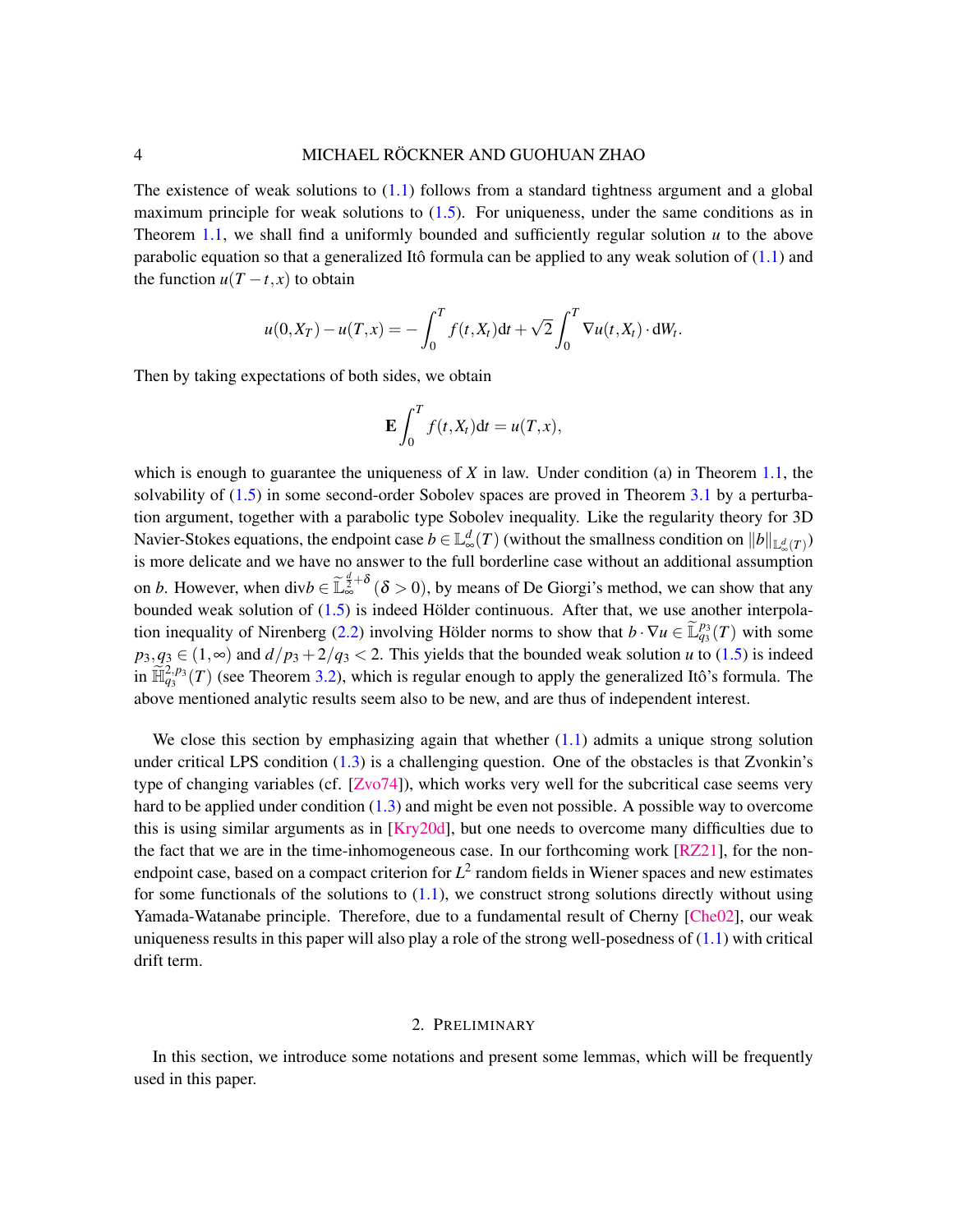The existence of weak solutions to (1.1) follows from a standard tightness argument and a global maximum principle for weak solutions to (1.5). For uniqueness, under the same conditions as in Theorem 1.1, we shall find a uniformly bounded and sufficiently regular solution $u$ to the above parabolic equation so that a generalized Itô formula can be applied to any weak solution of (1.1) and the function $u(T-t,x)$ to obtain

$$u(0,X_T)-u(T,x)=-\int_0^T f(t,X_t)\mathrm{d}t+\sqrt{2}\int_0^T \nabla u(t,X_t)\cdot \mathrm{d}W_t.$$

Then by taking expectations of both sides, we obtain

$$\mathbf{E}\int_0^T f(t,X_t)\mathrm{d}t=u(T,x),$$

which is enough to guarantee the uniqueness of $X$ in law. Under condition (a) in Theorem 1.1, the solvability of (1.5) in some second-order Sobolev spaces are proved in Theorem 3.1 by a perturbation argument, together with a parabolic type Sobolev inequality. Like the regularity theory for 3D Navier-Stokes equations, the endpoint case $b\in\mathbb{L}^d_\infty(T)$ (without the smallness condition on $\|b\|_{\mathbb{L}^d_\infty(T)}$) is more delicate and we have no answer to the full borderline case without an additional assumption on $b$. However, when $\mathrm{div} b\in\widetilde{\mathbb{L}}^{\frac{d}{2}+\delta}_\infty$ $(\delta>0)$, by means of De Giorgi's method, we can show that any bounded weak solution of (1.5) is indeed Hölder continuous. After that, we use another interpolation inequality of Nirenberg (2.2) involving Hölder norms to show that $b\cdot\nabla u\in\widetilde{\mathbb{L}}^{p_3}_{q_3}(T)$ with some $p_3,q_3\in(1,\infty)$ and $d/p_3+2/q_3<2$. This yields that the bounded weak solution $u$ to (1.5) is indeed in $\widetilde{\mathbb{H}}^{2,p_3}_{q_3}(T)$ (see Theorem 3.2), which is regular enough to apply the generalized Itô's formula. The above mentioned analytic results seem also to be new, and are thus of independent interest.

We close this section by emphasizing again that whether (1.1) admits a unique strong solution under critical LPS condition (1.3) is a challenging question. One of the obstacles is that Zvonkin's type of changing variables (cf. [Zvo74]), which works very well for the subcritical case seems very hard to be applied under condition (1.3) and might be even not possible. A possible way to overcome this is using similar arguments as in [Kry20d], but one needs to overcome many difficulties due to the fact that we are in the time-inhomogeneous case. In our forthcoming work [RZ21], for the non-endpoint case, based on a compact criterion for $L^2$ random fields in Wiener spaces and new estimates for some functionals of the solutions to (1.1), we construct strong solutions directly without using Yamada-Watanabe principle. Therefore, due to a fundamental result of Cherny [Che02], our weak uniqueness results in this paper will also play a role of the strong well-posedness of (1.1) with critical drift term.

## 2. Preliminary

In this section, we introduce some notations and present some lemmas, which will be frequently used in this paper.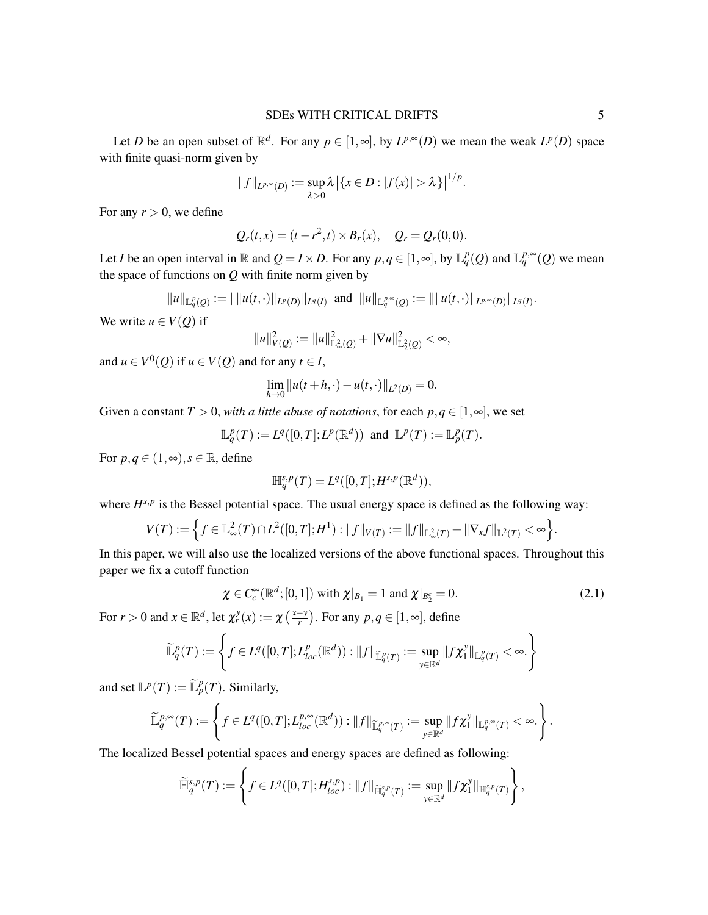Let $D$ be an open subset of $\mathbb{R}^d$. For any $p \in [1,\infty]$, by $L^{p,\infty}(D)$ we mean the weak $L^p(D)$ space with finite quasi-norm given by

$$\|f\|_{L^{p,\infty}(D)} := \sup_{\lambda>0} \lambda \big|\{x \in D : |f(x)| > \lambda\}\big|^{1/p}.$$

For any $r > 0$, we define

$$Q_r(t,x) = (t - r^2, t) \times B_r(x), \quad Q_r = Q_r(0,0).$$

Let $I$ be an open interval in $\mathbb{R}$ and $Q = I \times D$. For any $p,q \in [1,\infty]$, by $\mathbb{L}^p_q(Q)$ and $\mathbb{L}^{p,\infty}_q(Q)$ we mean the space of functions on $Q$ with finite norm given by

$$\|u\|_{\mathbb{L}^p_q(Q)} := \|\|u(t,\cdot)\|_{L^p(D)}\|_{L^q(I)} \text{ and } \|u\|_{\mathbb{L}^{p,\infty}_q(Q)} := \|\|u(t,\cdot)\|_{L^{p,\infty}(D)}\|_{L^q(I)}.$$

We write $u \in V(Q)$ if

$$\|u\|^2_{V(Q)} := \|u\|^2_{\mathbb{L}^2_\infty(Q)} + \|\nabla u\|^2_{\mathbb{L}^2_2(Q)} < \infty,$$

and $u \in V^0(Q)$ if $u \in V(Q)$ and for any $t \in I$,

$$\lim_{h\to 0} \|u(t+h,\cdot) - u(t,\cdot)\|_{L^2(D)} = 0.$$

Given a constant $T > 0$, *with a little abuse of notations*, for each $p,q \in [1,\infty]$, we set

$$\mathbb{L}^p_q(T) := L^q([0,T]; L^p(\mathbb{R}^d)) \text{ and } \mathbb{L}^p(T) := \mathbb{L}^p_p(T).$$

For $p,q \in (1,\infty), s \in \mathbb{R}$, define

$$\mathbb{H}^{s,p}_q(T) = L^q([0,T]; H^{s,p}(\mathbb{R}^d)),$$

where $H^{s,p}$ is the Bessel potential space. The usual energy space is defined as the following way:

$$V(T) := \Big\{ f \in \mathbb{L}^2_\infty(T) \cap L^2([0,T]; H^1) : \|f\|_{V(T)} := \|f\|_{\mathbb{L}^2_\infty(T)} + \|\nabla_x f\|_{\mathbb{L}^2(T)} < \infty \Big\}.$$

In this paper, we will also use the localized versions of the above functional spaces. Throughout this paper we fix a cutoff function

$$\chi \in C^\infty_c(\mathbb{R}^d; [0,1]) \text{ with } \chi|_{B_1} = 1 \text{ and } \chi|_{B^c_2} = 0. \tag{2.1}$$

For $r > 0$ and $x \in \mathbb{R}^d$, let $\chi^y_r(x) := \chi\left(\frac{x-y}{r}\right)$. For any $p,q \in [1,\infty]$, define

$$\widetilde{\mathbb{L}}^p_q(T) := \left\{ f \in L^q([0,T]; L^p_{loc}(\mathbb{R}^d)) : \|f\|_{\widetilde{\mathbb{L}}^p_q(T)} := \sup_{y\in\mathbb{R}^d} \|f\chi^y_1\|_{\mathbb{L}^p_q(T)} < \infty. \right\}$$

and set $\mathbb{L}^p(T) := \widetilde{\mathbb{L}}^p_p(T)$. Similarly,

$$\widetilde{\mathbb{L}}^{p,\infty}_q(T) := \left\{ f \in L^q([0,T]; L^{p,\infty}_{loc}(\mathbb{R}^d)) : \|f\|_{\widetilde{\mathbb{L}}^{p,\infty}_q(T)} := \sup_{y\in\mathbb{R}^d} \|f\chi^y_1\|_{\mathbb{L}^{p,\infty}_q(T)} < \infty. \right\}.$$

The localized Bessel potential spaces and energy spaces are defined as following:

$$\widetilde{\mathbb{H}}^{s,p}_q(T) := \left\{ f \in L^q([0,T]; H^{s,p}_{loc}) : \|f\|_{\widetilde{\mathbb{H}}^{s,p}_q(T)} := \sup_{y\in\mathbb{R}^d} \|f\chi^y_1\|_{\mathbb{H}^{s,p}_q(T)} \right\},$$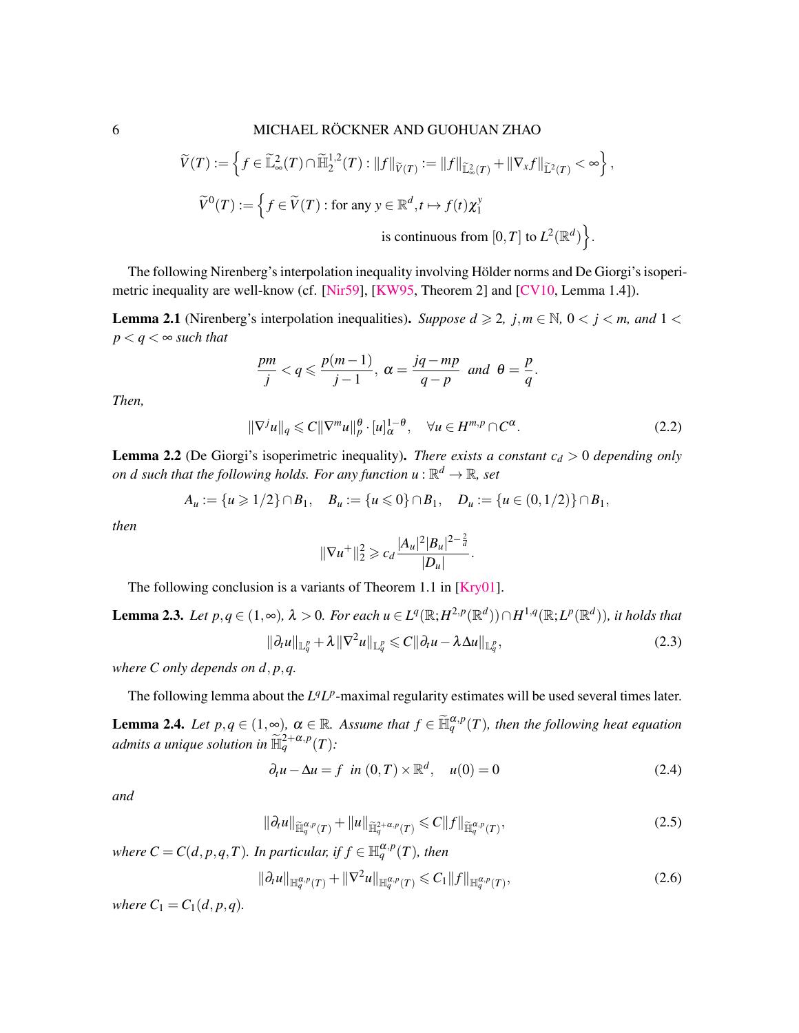$$\widetilde{V}(T) := \Big\{ f \in \widetilde{\mathbb{L}}^2_\infty(T) \cap \widetilde{\mathbb{H}}^{1,2}_2(T) : \|f\|_{\widetilde{V}(T)} := \|f\|_{\widetilde{\mathbb{L}}^2_\infty(T)} + \|\nabla_x f\|_{\widetilde{\mathbb{L}}^2(T)} < \infty \Big\},$$

$$\widetilde{V}^0(T) := \Big\{ f \in \widetilde{V}(T) : \text{for any } y \in \mathbb{R}^d, t \mapsto f(t)\chi^y_1 \text{ is continuous from } [0,T] \text{ to } L^2(\mathbb{R}^d) \Big\}.$$

The following Nirenberg's interpolation inequality involving Hölder norms and De Giorgi's isoperimetric inequality are well-know (cf. [Nir59], [KW95, Theorem 2] and [CV10, Lemma 1.4]).

**Lemma 2.1** (Nirenberg's interpolation inequalities)**.** *Suppose $d \geqslant 2$, $j, m \in \mathbb{N}$, $0 < j < m$, and $1 < p < q < \infty$ such that*

$$\frac{pm}{j} < q \leqslant \frac{p(m-1)}{j-1}, \ \alpha = \frac{jq - mp}{q - p} \ \text{ and } \ \theta = \frac{p}{q}.$$

*Then,*

$$\|\nabla^j u\|_q \leqslant C \|\nabla^m u\|_p^\theta \cdot [u]_\alpha^{1-\theta}, \quad \forall u \in H^{m,p} \cap C^\alpha. \tag{2.2}$$

**Lemma 2.2** (De Giorgi's isoperimetric inequality)**.** *There exists a constant $c_d > 0$ depending only on $d$ such that the following holds. For any function $u : \mathbb{R}^d \to \mathbb{R}$, set*

$$A_u := \{u \geqslant 1/2\} \cap B_1, \quad B_u := \{u \leqslant 0\} \cap B_1, \quad D_u := \{u \in (0, 1/2)\} \cap B_1,$$

*then*

$$\|\nabla u^+\|_2^2 \geqslant c_d \frac{|A_u|^2 |B_u|^{2-\frac{2}{d}}}{|D_u|}.$$

The following conclusion is a variants of Theorem 1.1 in [Kry01].

**Lemma 2.3.** *Let $p, q \in (1, \infty)$, $\lambda > 0$. For each $u \in L^q(\mathbb{R}; H^{2,p}(\mathbb{R}^d)) \cap H^{1,q}(\mathbb{R}; L^p(\mathbb{R}^d))$, it holds that*

$$\|\partial_t u\|_{\mathbb{L}^p_q} + \lambda \|\nabla^2 u\|_{\mathbb{L}^p_q} \leqslant C \|\partial_t u - \lambda \Delta u\|_{\mathbb{L}^p_q}, \tag{2.3}$$

*where $C$ only depends on $d, p, q$.*

The following lemma about the $L^q L^p$-maximal regularity estimates will be used several times later.

**Lemma 2.4.** *Let $p, q \in (1, \infty)$, $\alpha \in \mathbb{R}$. Assume that $f \in \widetilde{\mathbb{H}}^{\alpha,p}_q(T)$, then the following heat equation admits a unique solution in $\widetilde{\mathbb{H}}^{2+\alpha,p}_q(T)$:*

$$\partial_t u - \Delta u = f \ \text{ in } (0,T) \times \mathbb{R}^d, \quad u(0) = 0 \tag{2.4}$$

*and*

$$\|\partial_t u\|_{\widetilde{\mathbb{H}}^{\alpha,p}_q(T)} + \|u\|_{\widetilde{\mathbb{H}}^{2+\alpha,p}_q(T)} \leqslant C \|f\|_{\widetilde{\mathbb{H}}^{\alpha,p}_q(T)}, \tag{2.5}$$

*where $C = C(d, p, q, T)$. In particular, if $f \in \mathbb{H}^{\alpha,p}_q(T)$, then*

$$\|\partial_t u\|_{\mathbb{H}^{\alpha,p}_q(T)} + \|\nabla^2 u\|_{\mathbb{H}^{\alpha,p}_q(T)} \leqslant C_1 \|f\|_{\mathbb{H}^{\alpha,p}_q(T)}, \tag{2.6}$$

*where $C_1 = C_1(d, p, q)$.*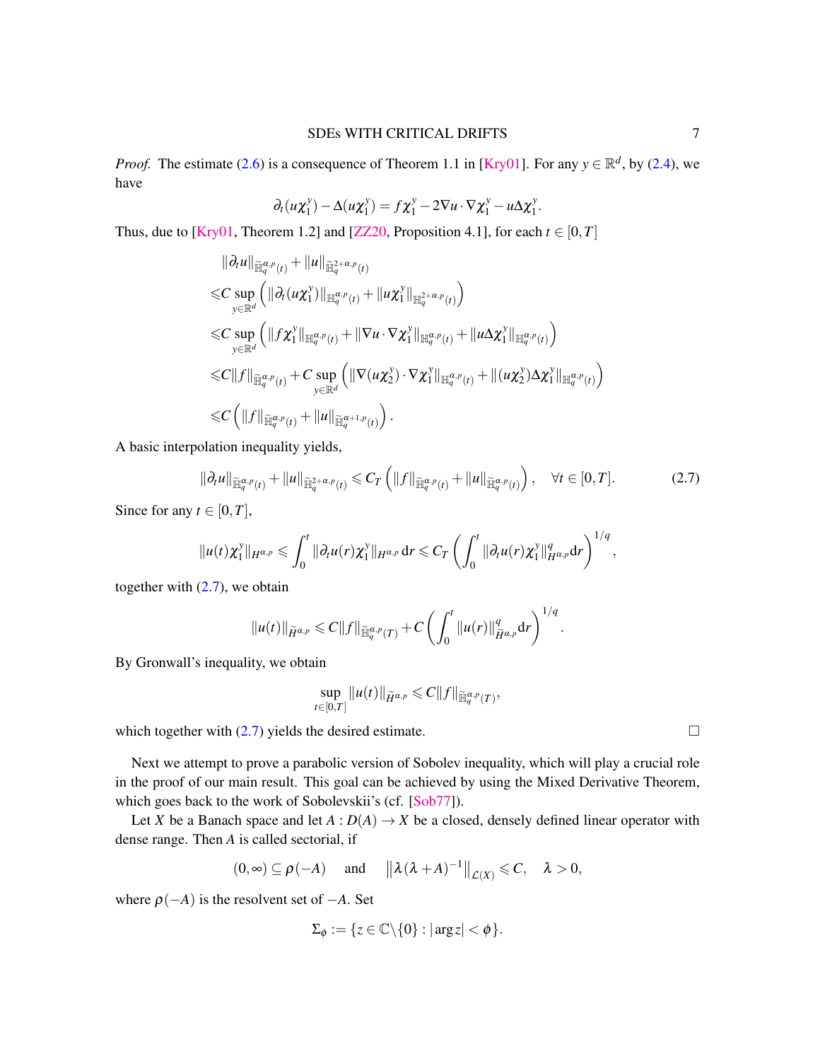*Proof.* The estimate (2.6) is a consequence of Theorem 1.1 in [Kry01]. For any $y \in \mathbb{R}^d$, by (2.4), we have

$$\partial_t(u\chi_1^y) - \Delta(u\chi_1^y) = f\chi_1^y - 2\nabla u \cdot \nabla \chi_1^y - u\Delta\chi_1^y.$$

Thus, due to [Kry01, Theorem 1.2] and [ZZ20, Proposition 4.1], for each $t \in [0,T]$

$$\begin{aligned}
&\|\partial_t u\|_{\widetilde{\mathbb{H}}_q^{\alpha,p}(t)} + \|u\|_{\widetilde{\mathbb{H}}_q^{2+\alpha,p}(t)} \\
\leqslant& C \sup_{y\in\mathbb{R}^d} \left( \|\partial_t(u\chi_1^y)\|_{\mathbb{H}_q^{\alpha,p}(t)} + \|u\chi_1^y\|_{\mathbb{H}_q^{2+\alpha,p}(t)} \right) \\
\leqslant& C \sup_{y\in\mathbb{R}^d} \left( \|f\chi_1^y\|_{\mathbb{H}_q^{\alpha,p}(t)} + \|\nabla u \cdot \nabla\chi_1^y\|_{\mathbb{H}_q^{\alpha,p}(t)} + \|u\Delta\chi_1^y\|_{\mathbb{H}_q^{\alpha,p}(t)} \right) \\
\leqslant& C\|f\|_{\widetilde{\mathbb{H}}_q^{\alpha,p}(t)} + C \sup_{y\in\mathbb{R}^d} \left( \|\nabla(u\chi_2^y)\cdot\nabla\chi_1^y\|_{\mathbb{H}_q^{\alpha,p}(t)} + \|(u\chi_2^y)\Delta\chi_1^y\|_{\mathbb{H}_q^{\alpha,p}(t)} \right) \\
\leqslant& C\left( \|f\|_{\widetilde{\mathbb{H}}_q^{\alpha,p}(t)} + \|u\|_{\widetilde{\mathbb{H}}_q^{\alpha+1,p}(t)} \right).
\end{aligned}$$

A basic interpolation inequality yields,

$$\|\partial_t u\|_{\widetilde{\mathbb{H}}_q^{\alpha,p}(t)} + \|u\|_{\widetilde{\mathbb{H}}_q^{2+\alpha,p}(t)} \leqslant C_T \left( \|f\|_{\widetilde{\mathbb{H}}_q^{\alpha,p}(t)} + \|u\|_{\widetilde{\mathbb{H}}_q^{\alpha,p}(t)} \right), \quad \forall t \in [0,T]. \tag{2.7}$$

Since for any $t \in [0,T]$,

$$\|u(t)\chi_1^y\|_{H^{\alpha,p}} \leqslant \int_0^t \|\partial_t u(r)\chi_1^y\|_{H^{\alpha,p}}\,\mathrm{d}r \leqslant C_T \left( \int_0^t \|\partial_t u(r)\chi_1^y\|_{H^{\alpha,p}}^q \mathrm{d}r \right)^{1/q},$$

together with (2.7), we obtain

$$\|u(t)\|_{\widetilde{H}^{\alpha,p}} \leqslant C\|f\|_{\widetilde{\mathbb{H}}_q^{\alpha,p}(T)} + C\left( \int_0^t \|u(r)\|_{\widetilde{H}^{\alpha,p}}^q \mathrm{d}r \right)^{1/q}.$$

By Gronwall's inequality, we obtain

$$\sup_{t\in[0,T]} \|u(t)\|_{\widetilde{H}^{\alpha,p}} \leqslant C\|f\|_{\widetilde{\mathbb{H}}_q^{\alpha,p}(T)},$$

which together with (2.7) yields the desired estimate. $\square$

Next we attempt to prove a parabolic version of Sobolev inequality, which will play a crucial role in the proof of our main result. This goal can be achieved by using the Mixed Derivative Theorem, which goes back to the work of Sobolevskii's (cf. [Sob77]).

Let $X$ be a Banach space and let $A : D(A) \to X$ be a closed, densely defined linear operator with dense range. Then $A$ is called sectorial, if

$$(0,\infty) \subseteq \rho(-A) \quad \text{and} \quad \left\| \lambda(\lambda + A)^{-1} \right\|_{\mathcal{L}(X)} \leqslant C, \quad \lambda > 0,$$

where $\rho(-A)$ is the resolvent set of $-A$. Set

$$\Sigma_\phi := \{ z \in \mathbb{C}\backslash\{0\} : |\arg z| < \phi \}.$$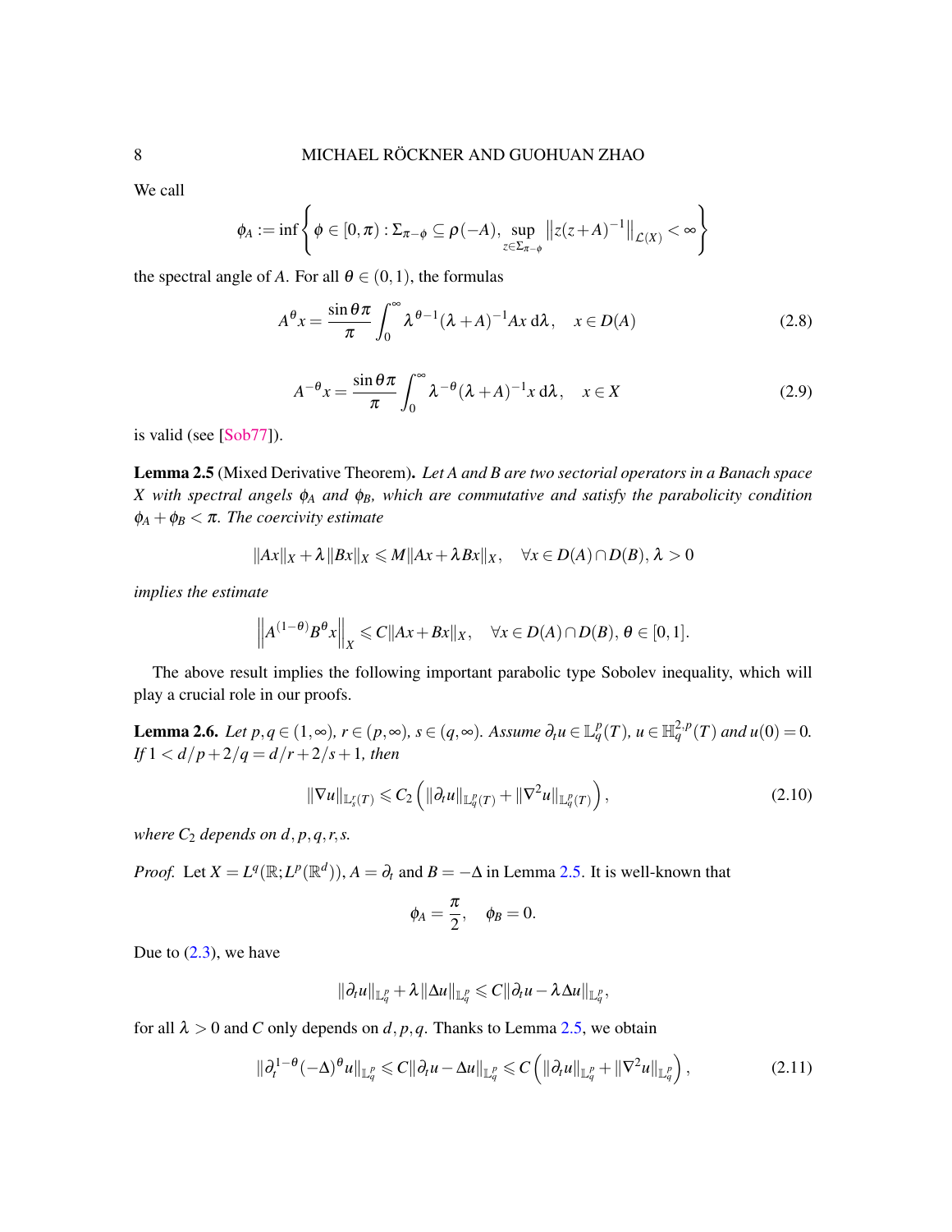We call

$$\phi_A := \inf\left\{ \phi \in [0,\pi) : \Sigma_{\pi-\phi} \subseteq \rho(-A), \sup_{z\in\Sigma_{\pi-\phi}} \left\| z(z+A)^{-1} \right\|_{\mathcal{L}(X)} < \infty \right\}$$

the spectral angle of $A$. For all $\theta \in (0,1)$, the formulas

$$A^\theta x = \frac{\sin\theta\pi}{\pi} \int_0^\infty \lambda^{\theta-1}(\lambda + A)^{-1} A x \, \mathrm{d}\lambda, \quad x \in D(A) \tag{2.8}$$

$$A^{-\theta} x = \frac{\sin\theta\pi}{\pi} \int_0^\infty \lambda^{-\theta}(\lambda + A)^{-1} x \, \mathrm{d}\lambda, \quad x \in X \tag{2.9}$$

is valid (see [Sob77]).

**Lemma 2.5** (Mixed Derivative Theorem). *Let $A$ and $B$ are two sectorial operators in a Banach space $X$ with spectral angels $\phi_A$ and $\phi_B$, which are commutative and satisfy the parabolicity condition $\phi_A + \phi_B < \pi$. The coercivity estimate*

$$\|Ax\|_X + \lambda\|Bx\|_X \leqslant M\|Ax + \lambda Bx\|_X, \quad \forall x \in D(A)\cap D(B), \lambda > 0$$

*implies the estimate*

$$\left\| A^{(1-\theta)} B^\theta x \right\|_X \leqslant C\|Ax + Bx\|_X, \quad \forall x \in D(A)\cap D(B), \theta \in [0,1].$$

The above result implies the following important parabolic type Sobolev inequality, which will play a crucial role in our proofs.

**Lemma 2.6.** *Let $p,q \in (1,\infty)$, $r \in (p,\infty)$, $s \in (q,\infty)$. Assume $\partial_t u \in \mathbb{L}^p_q(T)$, $u \in \mathbb{H}^{2,p}_q(T)$ and $u(0) = 0$. If $1 < d/p + 2/q = d/r + 2/s + 1$, then*

$$\|\nabla u\|_{\mathbb{L}^r_s(T)} \leqslant C_2 \left( \|\partial_t u\|_{\mathbb{L}^p_q(T)} + \|\nabla^2 u\|_{\mathbb{L}^p_q(T)} \right), \tag{2.10}$$

*where $C_2$ depends on $d,p,q,r,s$.*

*Proof.* Let $X = L^q(\mathbb{R}; L^p(\mathbb{R}^d))$, $A = \partial_t$ and $B = -\Delta$ in Lemma 2.5. It is well-known that

$$\phi_A = \frac{\pi}{2}, \quad \phi_B = 0.$$

Due to (2.3), we have

$$\|\partial_t u\|_{\mathbb{L}^p_q} + \lambda\|\Delta u\|_{\mathbb{L}^p_q} \leqslant C\|\partial_t u - \lambda\Delta u\|_{\mathbb{L}^p_q},$$

for all $\lambda > 0$ and $C$ only depends on $d,p,q$. Thanks to Lemma 2.5, we obtain

$$\|\partial_t^{1-\theta}(-\Delta)^\theta u\|_{\mathbb{L}^p_q} \leqslant C\|\partial_t u - \Delta u\|_{\mathbb{L}^p_q} \leqslant C\left( \|\partial_t u\|_{\mathbb{L}^p_q} + \|\nabla^2 u\|_{\mathbb{L}^p_q} \right), \tag{2.11}$$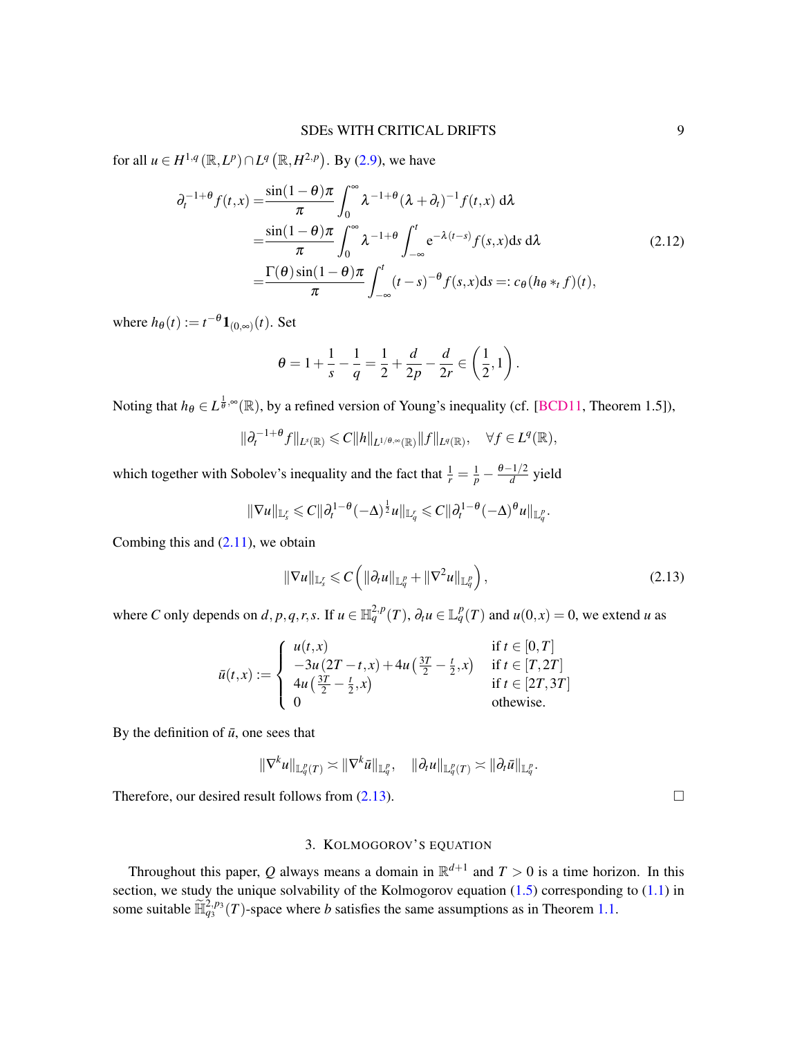for all $u \in H^{1,q}(\mathbb{R}, L^p) \cap L^q(\mathbb{R}, H^{2,p})$. By (2.9), we have

$$
\begin{aligned}
\partial_t^{-1+\theta} f(t,x) =& \frac{\sin(1-\theta)\pi}{\pi} \int_0^\infty \lambda^{-1+\theta} (\lambda + \partial_t)^{-1} f(t,x) \, \mathrm{d}\lambda \\
=& \frac{\sin(1-\theta)\pi}{\pi} \int_0^\infty \lambda^{-1+\theta} \int_{-\infty}^t \mathrm{e}^{-\lambda(t-s)} f(s,x) \mathrm{d}s \, \mathrm{d}\lambda \\
=& \frac{\Gamma(\theta)\sin(1-\theta)\pi}{\pi} \int_{-\infty}^t (t-s)^{-\theta} f(s,x) \mathrm{d}s =: c_\theta (h_\theta *_t f)(t),
\end{aligned}
\tag{2.12}
$$

where $h_\theta(t) := t^{-\theta} \mathbf{1}_{(0,\infty)}(t)$. Set

$$
\theta = 1 + \frac{1}{s} - \frac{1}{q} = \frac{1}{2} + \frac{d}{2p} - \frac{d}{2r} \in \left(\frac{1}{2}, 1\right).
$$

Noting that $h_\theta \in L^{\frac{1}{\theta},\infty}(\mathbb{R})$, by a refined version of Young's inequality (cf. [BCD11, Theorem 1.5]),

$$
\|\partial_t^{-1+\theta} f\|_{L^s(\mathbb{R})} \leqslant C \|h\|_{L^{1/\theta,\infty}(\mathbb{R})} \|f\|_{L^q(\mathbb{R})}, \quad \forall f \in L^q(\mathbb{R}),
$$

which together with Sobolev's inequality and the fact that $\frac{1}{r} = \frac{1}{p} - \frac{\theta - 1/2}{d}$ yield

$$
\|\nabla u\|_{\mathbb{L}^r_s} \leqslant C \|\partial_t^{1-\theta} (-\Delta)^{\frac{1}{2}} u\|_{\mathbb{L}^r_q} \leqslant C \|\partial_t^{1-\theta} (-\Delta)^{\theta} u\|_{\mathbb{L}^p_q}.
$$

Combing this and (2.11), we obtain

$$
\|\nabla u\|_{\mathbb{L}^r_s} \leqslant C \left( \|\partial_t u\|_{\mathbb{L}^p_q} + \|\nabla^2 u\|_{\mathbb{L}^p_q} \right),
\tag{2.13}
$$

where $C$ only depends on $d, p, q, r, s$. If $u \in \mathbb{H}^{2,p}_q(T)$, $\partial_t u \in \mathbb{L}^p_q(T)$ and $u(0,x) = 0$, we extend $u$ as

$$
\bar{u}(t,x) := \begin{cases}
u(t,x) & \text{if } t \in [0,T] \\
-3u(2T - t, x) + 4u\left(\frac{3T}{2} - \frac{t}{2}, x\right) & \text{if } t \in [T, 2T] \\
4u\left(\frac{3T}{2} - \frac{t}{2}, x\right) & \text{if } t \in [2T, 3T] \\
0 & \text{othewise.}
\end{cases}
$$

By the definition of $\bar{u}$, one sees that

$$
\|\nabla^k u\|_{\mathbb{L}^p_q(T)} \asymp \|\nabla^k \bar{u}\|_{\mathbb{L}^p_q}, \quad \|\partial_t u\|_{\mathbb{L}^p_q(T)} \asymp \|\partial_t \bar{u}\|_{\mathbb{L}^p_q}.
$$

Therefore, our desired result follows from (2.13). $\square$

## 3. Kolmogorov's equation

Throughout this paper, $Q$ always means a domain in $\mathbb{R}^{d+1}$ and $T > 0$ is a time horizon. In this section, we study the unique solvability of the Kolmogorov equation (1.5) corresponding to (1.1) in some suitable $\widetilde{\mathbb{H}}^{2,p_3}_{q_3}(T)$-space where $b$ satisfies the same assumptions as in Theorem 1.1.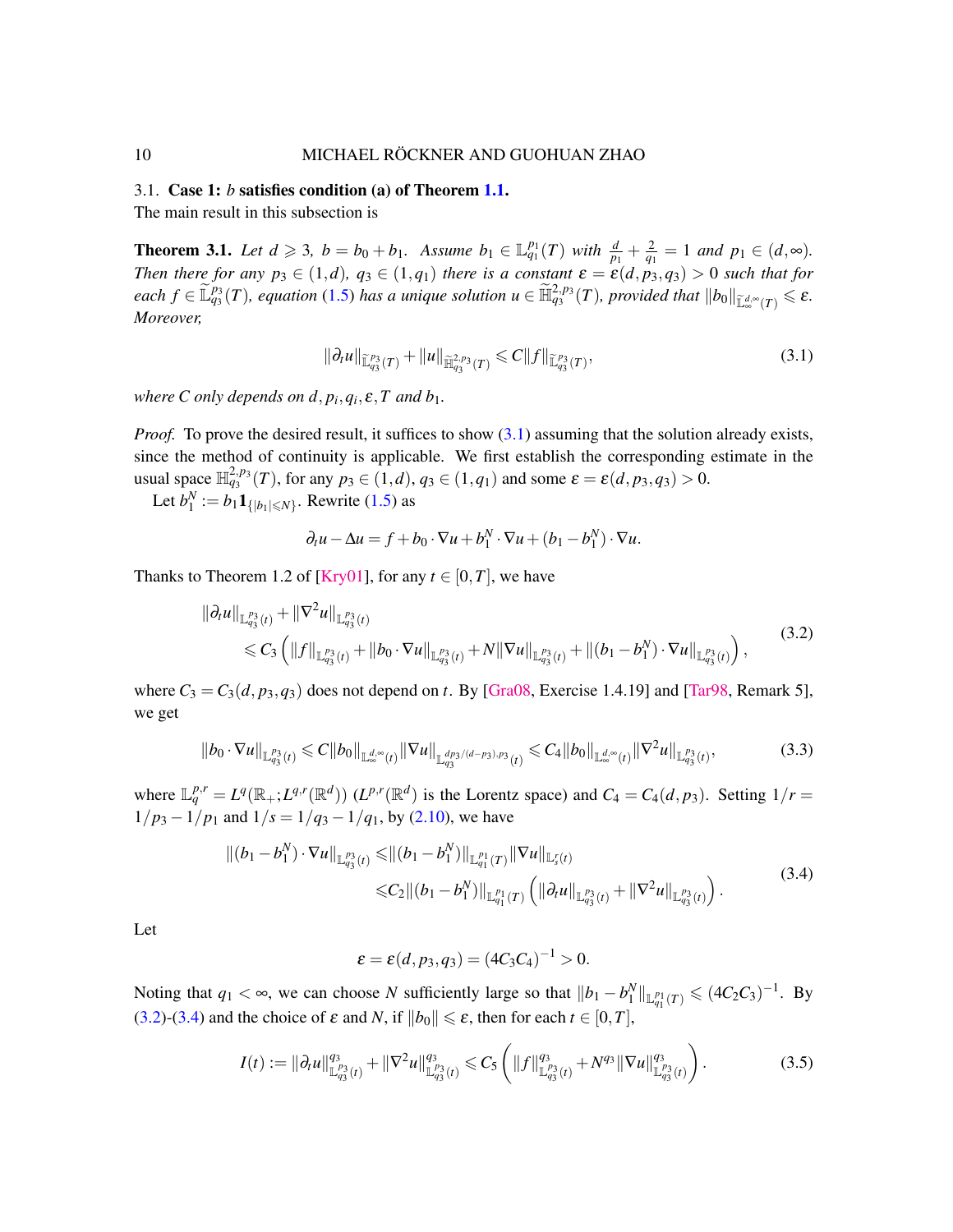### 3.1. Case 1: $b$ satisfies condition (a) of Theorem 1.1.

The main result in this subsection is

**Theorem 3.1.** *Let $d \geqslant 3$, $b = b_0 + b_1$. Assume $b_1 \in \mathbb{L}^{p_1}_{q_1}(T)$ with $\frac{d}{p_1} + \frac{2}{q_1} = 1$ and $p_1 \in (d, \infty)$. Then there for any $p_3 \in (1,d)$, $q_3 \in (1, q_1)$ there is a constant $\varepsilon = \varepsilon(d, p_3, q_3) > 0$ such that for each $f \in \widetilde{\mathbb{L}}^{p_3}_{q_3}(T)$, equation (1.5) has a unique solution $u \in \widetilde{\mathbb{H}}^{2,p_3}_{q_3}(T)$, provided that $\|b_0\|_{\widetilde{\mathbb{L}}^{d,\infty}_{\infty}(T)} \leqslant \varepsilon$. Moreover,*

$$
\|\partial_t u\|_{\widetilde{\mathbb{L}}^{p_3}_{q_3}(T)} + \|u\|_{\widetilde{\mathbb{H}}^{2,p_3}_{q_3}(T)} \leqslant C \|f\|_{\widetilde{\mathbb{L}}^{p_3}_{q_3}(T)}, \tag{3.1}
$$

*where $C$ only depends on $d, p_i, q_i, \varepsilon, T$ and $b_1$.*

*Proof.* To prove the desired result, it suffices to show (3.1) assuming that the solution already exists, since the method of continuity is applicable. We first establish the corresponding estimate in the usual space $\mathbb{H}^{2,p_3}_{q_3}(T)$, for any $p_3 \in (1,d)$, $q_3 \in (1, q_1)$ and some $\varepsilon = \varepsilon(d, p_3, q_3) > 0$.

Let $b_1^N := b_1 \mathbf{1}_{\{|b_1| \leqslant N\}}$. Rewrite (1.5) as

$$
\partial_t u - \Delta u = f + b_0 \cdot \nabla u + b_1^N \cdot \nabla u + (b_1 - b_1^N) \cdot \nabla u.
$$

Thanks to Theorem 1.2 of [Kry01], for any $t \in [0,T]$, we have

$$
\begin{aligned}
&\|\partial_t u\|_{\mathbb{L}^{p_3}_{q_3}(t)} + \|\nabla^2 u\|_{\mathbb{L}^{p_3}_{q_3}(t)} \\
&\qquad \leqslant C_3 \left( \|f\|_{\mathbb{L}^{p_3}_{q_3}(t)} + \|b_0 \cdot \nabla u\|_{\mathbb{L}^{p_3}_{q_3}(t)} + N \|\nabla u\|_{\mathbb{L}^{p_3}_{q_3}(t)} + \|(b_1 - b_1^N) \cdot \nabla u\|_{\mathbb{L}^{p_3}_{q_3}(t)} \right),
\end{aligned} \tag{3.2}
$$

where $C_3 = C_3(d, p_3, q_3)$ does not depend on $t$. By [Gra08, Exercise 1.4.19] and [Tar98, Remark 5], we get

$$
\|b_0 \cdot \nabla u\|_{\mathbb{L}^{p_3}_{q_3}(t)} \leqslant C \|b_0\|_{\mathbb{L}^{d,\infty}_{\infty}(t)} \|\nabla u\|_{\mathbb{L}^{dp_3/(d-p_3), p_3}_{q_3}(t)} \leqslant C_4 \|b_0\|_{\mathbb{L}^{d,\infty}_{\infty}(t)} \|\nabla^2 u\|_{\mathbb{L}^{p_3}_{q_3}(t)}, \tag{3.3}
$$

where $\mathbb{L}^{p,r}_q = L^q(\mathbb{R}_+; L^{q,r}(\mathbb{R}^d))$ ($L^{p,r}(\mathbb{R}^d)$ is the Lorentz space) and $C_4 = C_4(d, p_3)$. Setting $1/r = 1/p_3 - 1/p_1$ and $1/s = 1/q_3 - 1/q_1$, by (2.10), we have

$$
\begin{aligned}
\|(b_1 - b_1^N) \cdot \nabla u\|_{\mathbb{L}^{p_3}_{q_3}(t)} \leqslant& \|(b_1 - b_1^N)\|_{\mathbb{L}^{p_1}_{q_1}(T)} \|\nabla u\|_{\mathbb{L}^r_s(t)} \\
\leqslant& C_2 \|(b_1 - b_1^N)\|_{\mathbb{L}^{p_1}_{q_1}(T)} \left( \|\partial_t u\|_{\mathbb{L}^{p_3}_{q_3}(t)} + \|\nabla^2 u\|_{\mathbb{L}^{p_3}_{q_3}(t)} \right).
\end{aligned} \tag{3.4}
$$

Let

$$
\varepsilon = \varepsilon(d, p_3, q_3) = (4 C_3 C_4)^{-1} > 0.
$$

Noting that $q_1 < \infty$, we can choose $N$ sufficiently large so that $\|b_1 - b_1^N\|_{\mathbb{L}^{p_1}_{q_1}(T)} \leqslant (4 C_2 C_3)^{-1}$. By (3.2)-(3.4) and the choice of $\varepsilon$ and $N$, if $\|b_0\| \leqslant \varepsilon$, then for each $t \in [0,T]$,

$$
I(t) := \|\partial_t u\|^{q_3}_{\mathbb{L}^{p_3}_{q_3}(t)} + \|\nabla^2 u\|^{q_3}_{\mathbb{L}^{p_3}_{q_3}(t)} \leqslant C_5 \left( \|f\|^{q_3}_{\mathbb{L}^{p_3}_{q_3}(t)} + N^{q_3} \|\nabla u\|^{q_3}_{\mathbb{L}^{p_3}_{q_3}(t)} \right). \tag{3.5}
$$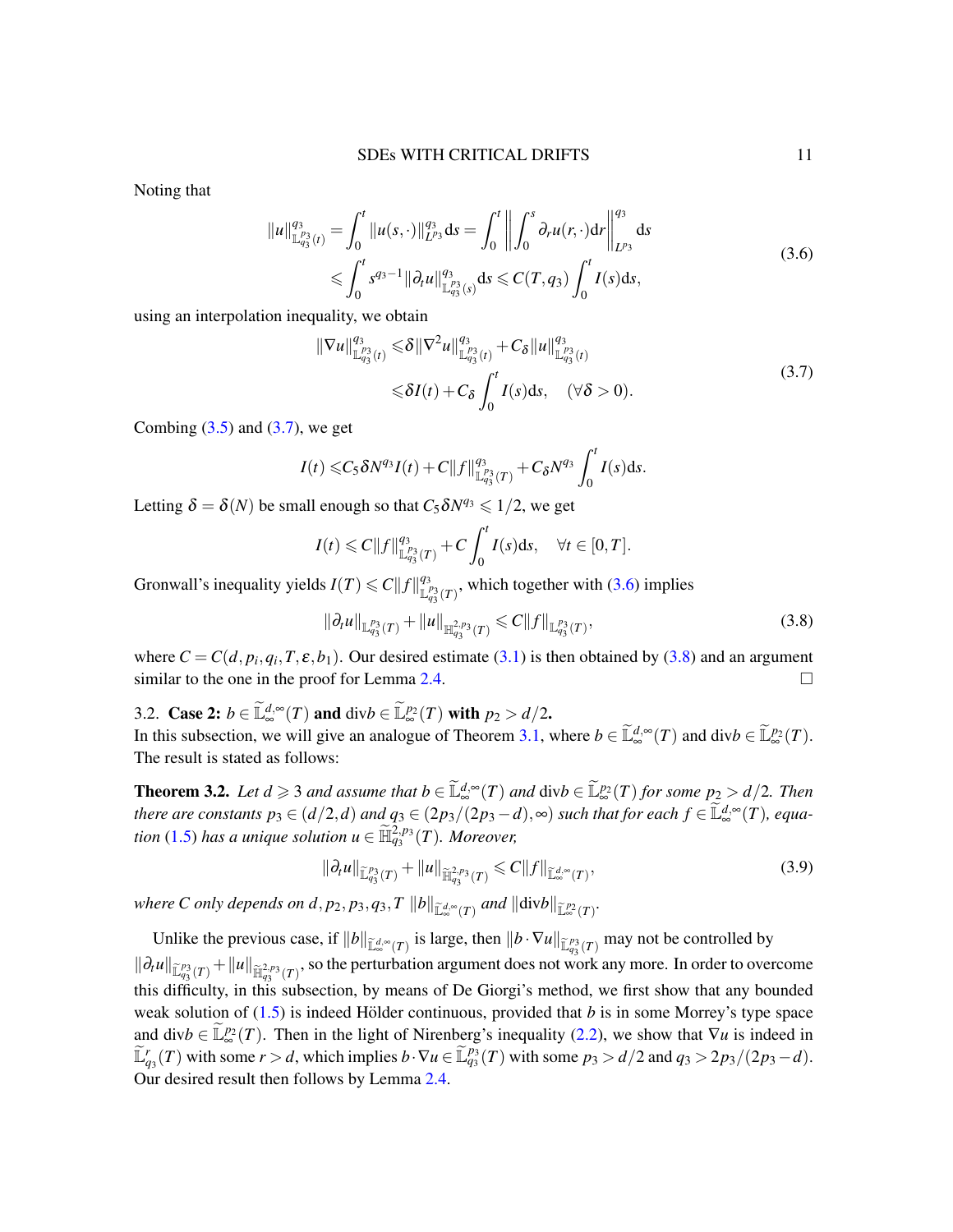Noting that

$$
\begin{aligned}
\|u\|_{\mathbb{L}^{p_3}_{q_3}(t)}^{q_3} &= \int_0^t \|u(s,\cdot)\|_{L^{p_3}}^{q_3} \mathrm{d}s = \int_0^t \left\| \int_0^s \partial_r u(r,\cdot)\mathrm{d}r \right\|_{L^{p_3}}^{q_3} \mathrm{d}s \\
&\leqslant \int_0^t s^{q_3-1} \|\partial_t u\|_{\mathbb{L}^{p_3}_{q_3}(s)}^{q_3} \mathrm{d}s \leqslant C(T,q_3) \int_0^t I(s)\mathrm{d}s,
\end{aligned}
\tag{3.6}
$$

using an interpolation inequality, we obtain

$$
\begin{aligned}
\|\nabla u\|_{\mathbb{L}^{p_3}_{q_3}(t)}^{q_3} &\leqslant \delta \|\nabla^2 u\|_{\mathbb{L}^{p_3}_{q_3}(t)}^{q_3} + C_\delta \|u\|_{\mathbb{L}^{p_3}_{q_3}(t)}^{q_3} \\
&\leqslant \delta I(t) + C_\delta \int_0^t I(s)\mathrm{d}s, \quad (\forall \delta > 0).
\end{aligned}
\tag{3.7}
$$

Combing (3.5) and (3.7), we get

$$
I(t) \leqslant C_5 \delta N^{q_3} I(t) + C\|f\|_{\mathbb{L}^{p_3}_{q_3}(T)}^{q_3} + C_\delta N^{q_3} \int_0^t I(s)\mathrm{d}s.
$$

Letting $\delta = \delta(N)$ be small enough so that $C_5 \delta N^{q_3} \leqslant 1/2$, we get

$$
I(t) \leqslant C\|f\|_{\mathbb{L}^{p_3}_{q_3}(T)}^{q_3} + C\int_0^t I(s)\mathrm{d}s, \quad \forall t \in [0,T].
$$

Gronwall's inequality yields $I(T) \leqslant C\|f\|_{\mathbb{L}^{p_3}_{q_3}(T)}^{q_3}$, which together with (3.6) implies

$$
\|\partial_t u\|_{\mathbb{L}^{p_3}_{q_3}(T)} + \|u\|_{\mathbb{H}^{2,p_3}_{q_3}(T)} \leqslant C\|f\|_{\mathbb{L}^{p_3}_{q_3}(T)},
\tag{3.8}
$$

where $C = C(d, p_i, q_i, T, \varepsilon, b_1)$. Our desired estimate (3.1) is then obtained by (3.8) and an argument similar to the one in the proof for Lemma 2.4. □

### 3.2. Case 2: $b \in \widetilde{\mathbb{L}}^{d,\infty}_{\infty}(T)$ and $\mathrm{div} b \in \widetilde{\mathbb{L}}^{p_2}_{\infty}(T)$ with $p_2 > d/2$.

In this subsection, we will give an analogue of Theorem 3.1, where $b \in \widetilde{\mathbb{L}}^{d,\infty}_{\infty}(T)$ and $\mathrm{div} b \in \widetilde{\mathbb{L}}^{p_2}_{\infty}(T)$. The result is stated as follows:

**Theorem 3.2.** *Let $d \geqslant 3$ and assume that $b \in \widetilde{\mathbb{L}}^{d,\infty}_{\infty}(T)$ and $\mathrm{div} b \in \widetilde{\mathbb{L}}^{p_2}_{\infty}(T)$ for some $p_2 > d/2$. Then there are constants $p_3 \in (d/2, d)$ and $q_3 \in (2p_3/(2p_3-d), \infty)$ such that for each $f \in \widetilde{\mathbb{L}}^{d,\infty}_{\infty}(T)$, equation (1.5) has a unique solution $u \in \widetilde{\mathbb{H}}^{2,p_3}_{q_3}(T)$. Moreover,*

$$
\|\partial_t u\|_{\widetilde{\mathbb{L}}^{p_3}_{q_3}(T)} + \|u\|_{\widetilde{\mathbb{H}}^{2,p_3}_{q_3}(T)} \leqslant C\|f\|_{\widetilde{\mathbb{L}}^{d,\infty}_{\infty}(T)},
\tag{3.9}
$$

*where $C$ only depends on $d, p_2, p_3, q_3, T$ $\|b\|_{\widetilde{\mathbb{L}}^{d,\infty}_{\infty}(T)}$ and $\|\mathrm{div} b\|_{\widetilde{\mathbb{L}}^{p_2}_{\infty}(T)}$.*

Unlike the previous case, if $\|b\|_{\widetilde{\mathbb{L}}^{d,\infty}_{\infty}(T)}$ is large, then $\|b \cdot \nabla u\|_{\widetilde{\mathbb{L}}^{p_3}_{q_3}(T)}$ may not be controlled by $\|\partial_t u\|_{\widetilde{\mathbb{L}}^{p_3}_{q_3}(T)} + \|u\|_{\widetilde{\mathbb{H}}^{2,p_3}_{q_3}(T)}$, so the perturbation argument does not work any more. In order to overcome this difficulty, in this subsection, by means of De Giorgi's method, we first show that any bounded weak solution of (1.5) is indeed Hölder continuous, provided that $b$ is in some Morrey's type space and $\mathrm{div} b \in \widetilde{\mathbb{L}}^{p_2}_{\infty}(T)$. Then in the light of Nirenberg's inequality (2.2), we show that $\nabla u$ is indeed in $\widetilde{\mathbb{L}}^{r}_{q_3}(T)$ with some $r > d$, which implies $b \cdot \nabla u \in \widetilde{\mathbb{L}}^{p_3}_{q_3}(T)$ with some $p_3 > d/2$ and $q_3 > 2p_3/(2p_3-d)$. Our desired result then follows by Lemma 2.4.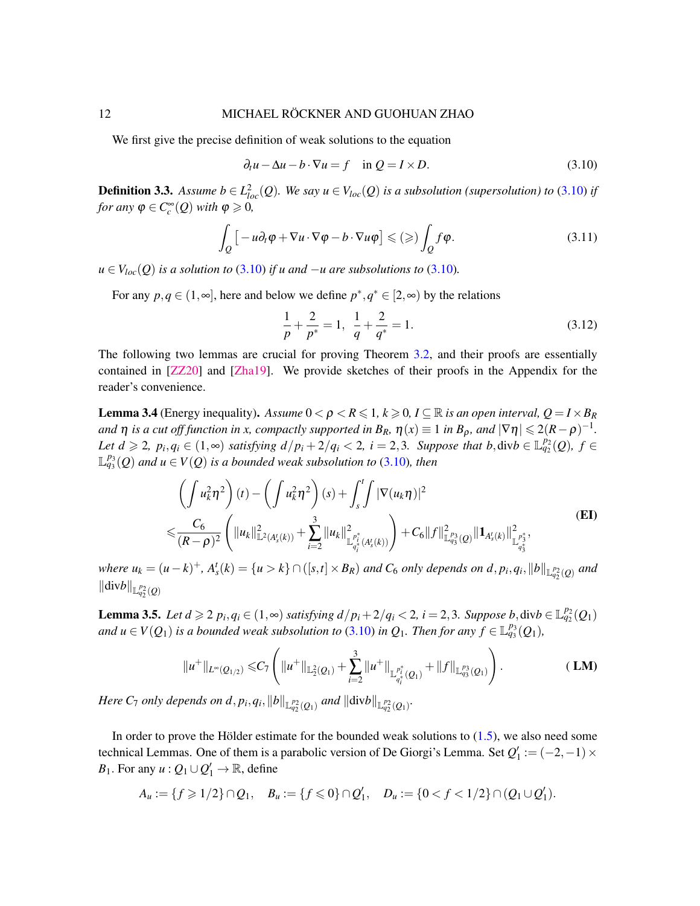We first give the precise definition of weak solutions to the equation

$$\partial_t u - \Delta u - b\cdot\nabla u = f \quad \text{in } Q = I\times D. \tag{3.10}$$

**Definition 3.3.** *Assume $b\in L^2_{loc}(Q)$. We say $u\in V_{loc}(Q)$ is a subsolution (supersolution) to (3.10) if for any $\varphi\in C_c^\infty(Q)$ with $\varphi\geqslant 0$,*

$$\int_Q \big[-u\partial_t\varphi + \nabla u\cdot\nabla\varphi - b\cdot\nabla u\varphi\big] \leqslant (\geqslant) \int_Q f\varphi. \tag{3.11}$$

*$u\in V_{loc}(Q)$ is a solution to (3.10) if $u$ and $-u$ are subsolutions to (3.10).*

For any $p,q\in(1,\infty]$, here and below we define $p^*,q^*\in[2,\infty)$ by the relations

$$\frac{1}{p}+\frac{2}{p^*}=1,\quad \frac{1}{q}+\frac{2}{q^*}=1. \tag{3.12}$$

The following two lemmas are crucial for proving Theorem 3.2, and their proofs are essentially contained in [ZZ20] and [Zha19]. We provide sketches of their proofs in the Appendix for the reader's convenience.

**Lemma 3.4** (Energy inequality)**.** *Assume $0<\rho<R\leqslant 1$, $k\geqslant 0$, $I\subseteq\mathbb{R}$ is an open interval, $Q=I\times B_R$ and $\eta$ is a cut off function in $x$, compactly supported in $B_R$, $\eta(x)\equiv 1$ in $B_\rho$, and $|\nabla\eta|\leqslant 2(R-\rho)^{-1}$. Let $d\geqslant 2$, $p_i,q_i\in(1,\infty)$ satisfying $d/p_i+2/q_i<2$, $i=2,3$. Suppose that $b,\mathrm{div} b\in\mathbb{L}^{p_2}_{q_2}(Q)$, $f\in\mathbb{L}^{p_3}_{q_3}(Q)$ and $u\in V(Q)$ is a bounded weak subsolution to (3.10), then*

$$\begin{aligned}&\left(\int u_k^2\eta^2\right)(t)-\left(\int u_k^2\eta^2\right)(s)+\int_s^t\!\!\int|\nabla(u_k\eta)|^2\\ &\leqslant\frac{C_6}{(R-\rho)^2}\left(\|u_k\|^2_{\mathbb{L}^2(A_s^t(k))}+\sum_{i=2}^3\|u_k\|^2_{\mathbb{L}^{p_i^*}_{q_i^*}(A_s^t(k))}\right)+C_6\|f\|^2_{\mathbb{L}^{p_3}_{q_3}(Q)}\|\mathbf{1}_{A_s^t(k)}\|^2_{\mathbb{L}^{p_3^*}_{q_3^*}},\end{aligned}\tag{EI}$$

*where $u_k=(u-k)^+$, $A_s^t(k)=\{u>k\}\cap([s,t]\times B_R)$ and $C_6$ only depends on $d,p_i,q_i,\|b\|_{\mathbb{L}^{p_2}_{q_2}(Q)}$ and $\|\mathrm{div} b\|_{\mathbb{L}^{p_2}_{q_2}(Q)}$*

**Lemma 3.5.** *Let $d\geqslant 2$ $p_i,q_i\in(1,\infty)$ satisfying $d/p_i+2/q_i<2$, $i=2,3$. Suppose $b,\mathrm{div} b\in\mathbb{L}^{p_2}_{q_2}(Q_1)$ and $u\in V(Q_1)$ is a bounded weak subsolution to (3.10) in $Q_1$. Then for any $f\in\mathbb{L}^{p_3}_{q_3}(Q_1)$,*

$$\|u^+\|_{L^\infty(Q_{1/2})}\leqslant C_7\left(\|u^+\|_{\mathbb{L}^2(Q_1)}+\sum_{i=2}^3\|u^+\|_{\mathbb{L}^{p_i^*}_{q_i^*}(Q_1)}+\|f\|_{\mathbb{L}^{p_3}_{q_3}(Q_1)}\right).\tag{LM}$$

*Here $C_7$ only depends on $d,p_i,q_i,\|b\|_{\mathbb{L}^{p_2}_{q_2}(Q_1)}$ and $\|\mathrm{div} b\|_{\mathbb{L}^{p_2}_{q_2}(Q_1)}$.*

In order to prove the Hölder estimate for the bounded weak solutions to (1.5), we also need some technical Lemmas. One of them is a parabolic version of De Giorgi's Lemma. Set $Q_1' := (-2,-1)\times B_1$. For any $u: Q_1\cup Q_1'\to\mathbb{R}$, define

$$A_u := \{f\geqslant 1/2\}\cap Q_1,\quad B_u := \{f\leqslant 0\}\cap Q_1',\quad D_u := \{0<f<1/2\}\cap(Q_1\cup Q_1').$$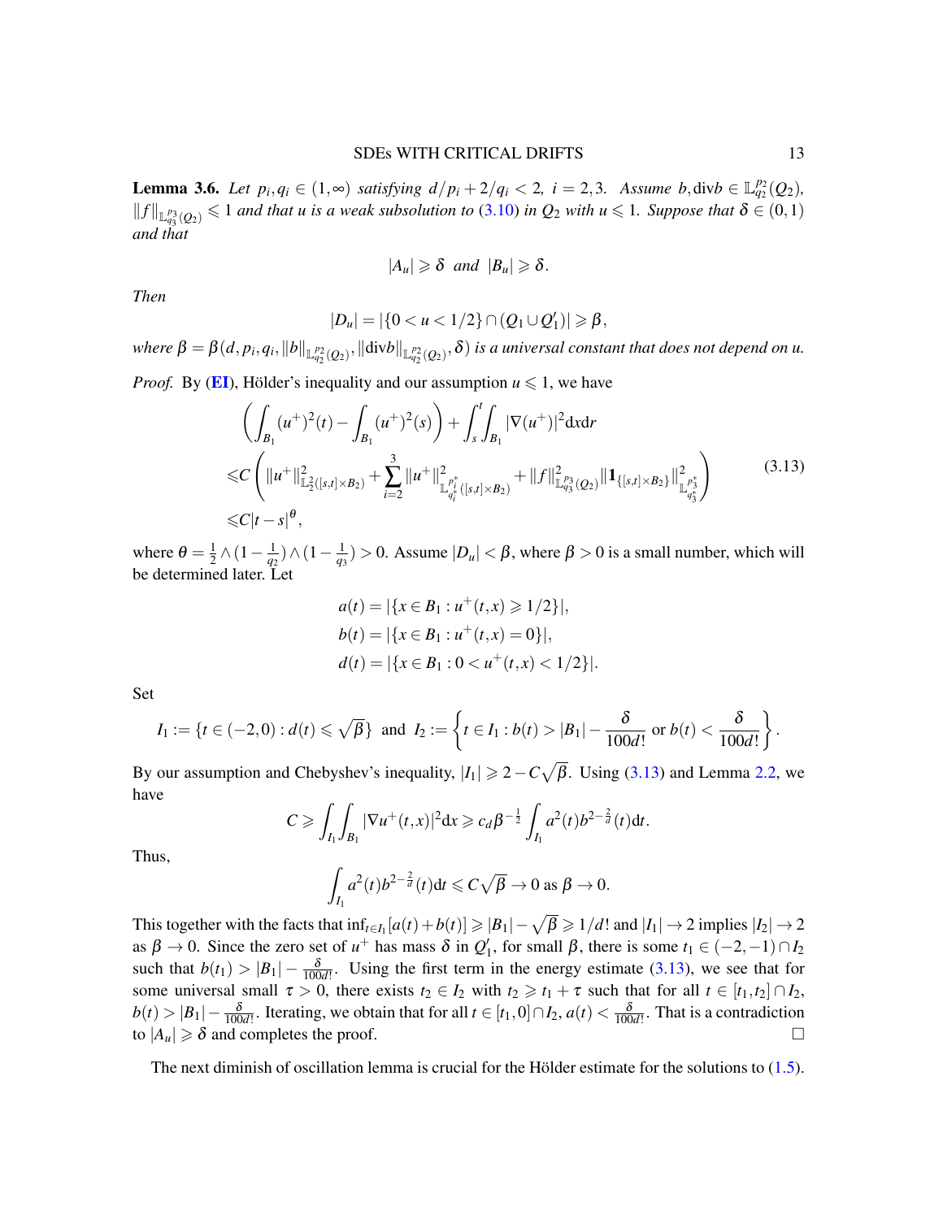**Lemma 3.6.** *Let $p_i, q_i \in (1,\infty)$ satisfying $d/p_i + 2/q_i < 2,\ i = 2,3$. Assume $b, \mathrm{div} b \in \mathbb{L}^{p_2}_{q_2}(Q_2)$, $\|f\|_{\mathbb{L}^{p_3}_{q_3}(Q_2)} \leqslant 1$ and that $u$ is a weak subsolution to (3.10) in $Q_2$ with $u \leqslant 1$. Suppose that $\delta \in (0,1)$ and that*

$$|A_u| \geqslant \delta \ \text{ and } \ |B_u| \geqslant \delta.$$

*Then*

$$|D_u| = |\{0 < u < 1/2\} \cap (Q_1 \cup Q_1')| \geqslant \beta,$$

*where $\beta = \beta(d, p_i, q_i, \|b\|_{\mathbb{L}^{p_2}_{q_2}(Q_2)}, \|\mathrm{div} b\|_{\mathbb{L}^{p_2}_{q_2}(Q_2)}, \delta)$ is a universal constant that does not depend on $u$.*

*Proof.* By (EI), Hölder's inequality and our assumption $u \leqslant 1$, we have

$$
\begin{aligned}
&\left( \int_{B_1} (u^+)^2(t) - \int_{B_1} (u^+)^2(s) \right) + \int_s^t \int_{B_1} |\nabla (u^+)|^2 \mathrm{d}x \mathrm{d}r \\
\leqslant & C \left( \|u^+\|^2_{\mathbb{L}_2^2([s,t]\times B_2)} + \sum_{i=2}^3 \|u^+\|^2_{\mathbb{L}^{p_i^*}_{q_i^*}([s,t]\times B_2)} + \|f\|^2_{\mathbb{L}^{p_3}_{q_3}(Q_2)} \|\mathbf{1}_{\{[s,t]\times B_2\}}\|^2_{\mathbb{L}^{p_3^*}_{q_3^*}} \right) \\
\leqslant & C|t-s|^\theta,
\end{aligned}
\tag{3.13}
$$

where $\theta = \frac{1}{2} \wedge (1 - \frac{1}{q_2}) \wedge (1 - \frac{1}{q_3}) > 0$. Assume $|D_u| < \beta$, where $\beta > 0$ is a small number, which will be determined later. Let

$$
\begin{aligned}
a(t) &= |\{x \in B_1 : u^+(t,x) \geqslant 1/2\}|, \\
b(t) &= |\{x \in B_1 : u^+(t,x) = 0\}|, \\
d(t) &= |\{x \in B_1 : 0 < u^+(t,x) < 1/2\}|.
\end{aligned}
$$

Set

$$I_1 := \{t \in (-2,0) : d(t) \leqslant \sqrt{\beta}\} \ \text{ and } \ I_2 := \left\{ t \in I_1 : b(t) > |B_1| - \frac{\delta}{100d!} \text{ or } b(t) < \frac{\delta}{100d!} \right\}.$$

By our assumption and Chebyshev's inequality, $|I_1| \geqslant 2 - C\sqrt{\beta}$. Using (3.13) and Lemma 2.2, we have

$$C \geqslant \int_{I_1} \int_{B_1} |\nabla u^+(t,x)|^2 \mathrm{d}x \geqslant c_d \beta^{-\frac{1}{2}} \int_{I_1} a^2(t) b^{2-\frac{2}{d}}(t) \mathrm{d}t.$$

Thus,

$$\int_{I_1} a^2(t) b^{2-\frac{2}{d}}(t) \mathrm{d}t \leqslant C\sqrt{\beta} \to 0 \text{ as } \beta \to 0.$$

This together with the facts that $\inf_{t \in I_1} [a(t) + b(t)] \geqslant |B_1| - \sqrt{\beta} \geqslant 1/d!$ and $|I_1| \to 2$ implies $|I_2| \to 2$ as $\beta \to 0$. Since the zero set of $u^+$ has mass $\delta$ in $Q_1'$, for small $\beta$, there is some $t_1 \in (-2,-1) \cap I_2$ such that $b(t_1) > |B_1| - \frac{\delta}{100d!}$. Using the first term in the energy estimate (3.13), we see that for some universal small $\tau > 0$, there exists $t_2 \in I_2$ with $t_2 \geqslant t_1 + \tau$ such that for all $t \in [t_1, t_2] \cap I_2$, $b(t) > |B_1| - \frac{\delta}{100d!}$. Iterating, we obtain that for all $t \in [t_1, 0] \cap I_2$, $a(t) < \frac{\delta}{100d!}$. That is a contradiction to $|A_u| \geqslant \delta$ and completes the proof. $\square$

The next diminish of oscillation lemma is crucial for the Hölder estimate for the solutions to (1.5).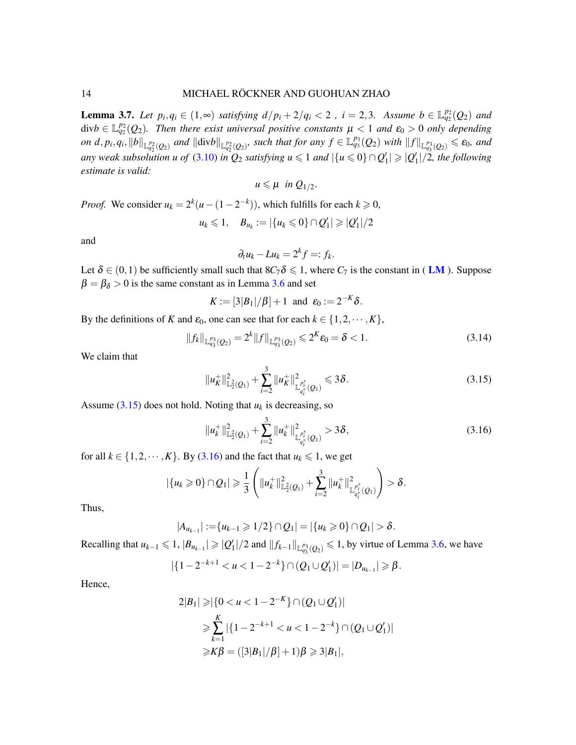**Lemma 3.7.** *Let $p_i, q_i \in (1,\infty)$ satisfying $d/p_i + 2/q_i < 2$ , $i = 2,3$. Assume $b \in \mathbb{L}^{p_2}_{q_2}(Q_2)$ and $\mathrm{div} b \in \mathbb{L}^{p_2}_{q_2}(Q_2)$. Then there exist universal positive constants $\mu < 1$ and $\varepsilon_0 > 0$ only depending on $d, p_i, q_i, \|b\|_{\mathbb{L}^{p_2}_{q_2}(Q_2)}$ and $\|\mathrm{div} b\|_{\mathbb{L}^{p_2}_{q_2}(Q_2)}$, such that for any $f \in \mathbb{L}^{p_3}_{q_3}(Q_2)$ with $\|f\|_{\mathbb{L}^{p_3}_{q_3}(Q_2)} \leqslant \varepsilon_0$, and any weak subsolution $u$ of (3.10) in $Q_2$ satisfying $u \leqslant 1$ and $|\{u \leqslant 0\} \cap Q_1'| \geqslant |Q_1'|/2$, the following estimate is valid:*

$$u \leqslant \mu \ \text{ in } Q_{1/2}.$$

*Proof.* We consider $u_k = 2^k(u - (1 - 2^{-k}))$, which fulfills for each $k \geqslant 0$,

$$u_k \leqslant 1, \quad B_{u_k} := |\{u_k \leqslant 0\} \cap Q_1'| \geqslant |Q_1'|/2$$

and

$$\partial_t u_k - L u_k = 2^k f =: f_k.$$

Let $\delta \in (0,1)$ be sufficiently small such that $8C_7\delta \leqslant 1$, where $C_7$ is the constant in ( **LM** ). Suppose $\beta = \beta_\delta > 0$ is the same constant as in Lemma 3.6 and set

$$K := [3|B_1|/\beta] + 1 \ \text{ and } \ \varepsilon_0 := 2^{-K}\delta.$$

By the definitions of $K$ and $\varepsilon_0$, one can see that for each $k \in \{1, 2, \cdots, K\}$,

$$\|f_k\|_{\mathbb{L}^{p_3}_{q_3}(Q_2)} = 2^k \|f\|_{\mathbb{L}^{p_3}_{q_3}(Q_2)} \leqslant 2^K \varepsilon_0 = \delta < 1. \tag{3.14}$$

We claim that

$$\|u_K^+\|^2_{\mathbb{L}^2_2(Q_1)} + \sum_{i=2}^{3} \|u_K^+\|^2_{\mathbb{L}^{p_i^*}_{q_i^*}(Q_1)} \leqslant 3\delta. \tag{3.15}$$

Assume (3.15) does not hold. Noting that $u_k$ is decreasing, so

$$\|u_k^+\|^2_{\mathbb{L}^2_2(Q_1)} + \sum_{i=2}^{3} \|u_k^+\|^2_{\mathbb{L}^{p_i^*}_{q_i^*}(Q_1)} > 3\delta, \tag{3.16}$$

for all $k \in \{1, 2, \cdots, K\}$. By (3.16) and the fact that $u_k \leqslant 1$, we get

$$|\{u_k \geqslant 0\} \cap Q_1| \geqslant \frac{1}{3}\left( \|u_k^+\|^2_{\mathbb{L}^2_2(Q_1)} + \sum_{i=2}^{3} \|u_k^+\|^2_{\mathbb{L}^{p_i^*}_{q_i^*}(Q_1)} \right) > \delta.$$

Thus,

$$|A_{u_{k-1}}| := \{u_{k-1} \geqslant 1/2\} \cap Q_1| = |\{u_k \geqslant 0\} \cap Q_1| > \delta.$$

Recalling that $u_{k-1} \leqslant 1$, $|B_{u_{k-1}}| \geqslant |Q_1'|/2$ and $\|f_{k-1}\|_{\mathbb{L}^{p_3}_{q_3}(Q_2)} \leqslant 1$, by virtue of Lemma 3.6, we have

$$|\{1 - 2^{-k+1} < u < 1 - 2^{-k}\} \cap (Q_1 \cup Q_1')| = |D_{u_{k-1}}| \geqslant \beta.$$

Hence,

$$\begin{aligned}
2|B_1| \geqslant& |\{0 < u < 1 - 2^{-K}\} \cap (Q_1 \cup Q_1')| \\
\geqslant& \sum_{k=1}^{K} |\{1 - 2^{-k+1} < u < 1 - 2^{-k}\} \cap (Q_1 \cup Q_1')| \\
\geqslant& K\beta = ([3|B_1|/\beta] + 1)\beta \geqslant 3|B_1|,
\end{aligned}$$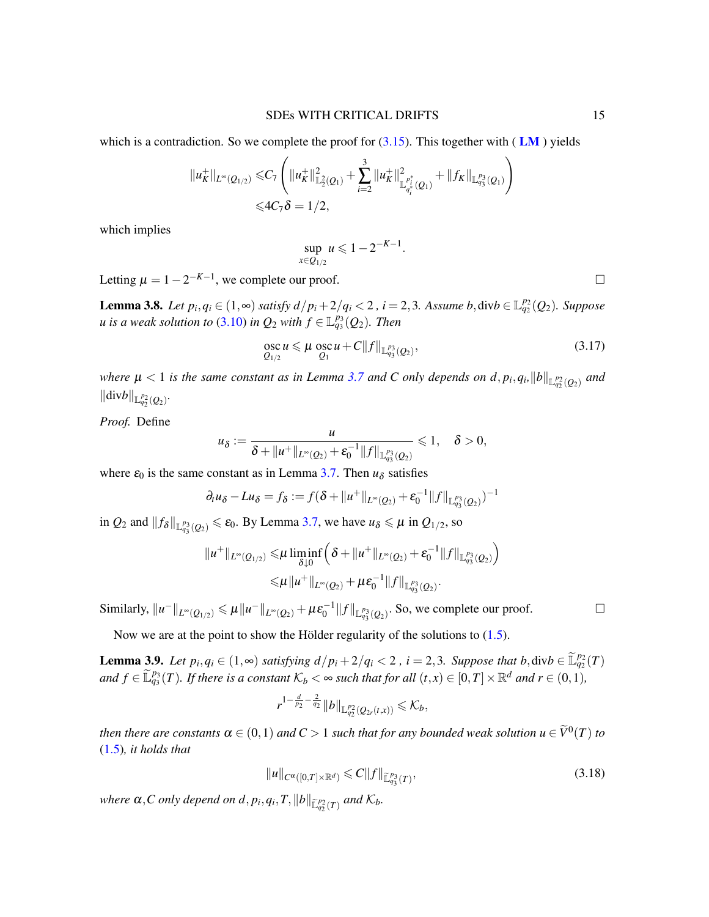which is a contradiction. So we complete the proof for (3.15). This together with ( **LM** ) yields

$$
\begin{aligned}
\|u_K^+\|_{L^\infty(Q_{1/2})} \leqslant & C_7 \left( \|u_K^+\|^2_{\mathbb{L}^2_2(Q_1)} + \sum_{i=2}^3 \|u_K^+\|^2_{\mathbb{L}^{p_i^*}_{q_i^*}(Q_1)} + \|f_K\|_{\mathbb{L}^{p_3}_{q_3}(Q_1)} \right) \\
\leqslant & 4C_7\delta = 1/2,
\end{aligned}
$$

which implies

$$
\sup_{x \in Q_{1/2}} u \leqslant 1 - 2^{-K-1}.
$$

Letting $\mu = 1 - 2^{-K-1}$, we complete our proof. □

**Lemma 3.8.** *Let $p_i, q_i \in (1,\infty)$ satisfy $d/p_i + 2/q_i < 2$ , $i = 2,3$. Assume $b, \mathrm{div} b \in \mathbb{L}^{p_2}_{q_2}(Q_2)$. Suppose $u$ is a weak solution to (3.10) in $Q_2$ with $f \in \mathbb{L}^{p_3}_{q_3}(Q_2)$. Then*

$$
\operatorname*{osc}_{Q_{1/2}} u \leqslant \mu \operatorname*{osc}_{Q_1} u + C\|f\|_{\mathbb{L}^{p_3}_{q_3}(Q_2)}, \tag{3.17}
$$

*where $\mu < 1$ is the same constant as in Lemma 3.7 and $C$ only depends on $d, p_i, q_i, \|b\|_{\mathbb{L}^{p_2}_{q_2}(Q_2)}$ and $\|\mathrm{div} b\|_{\mathbb{L}^{p_2}_{q_2}(Q_2)}$.*

*Proof.* Define

$$
u_\delta := \frac{u}{\delta + \|u^+\|_{L^\infty(Q_2)} + \varepsilon_0^{-1}\|f\|_{\mathbb{L}^{p_3}_{q_3}(Q_2)}} \leqslant 1, \quad \delta > 0,
$$

where $\varepsilon_0$ is the same constant as in Lemma 3.7. Then $u_\delta$ satisfies

$$
\partial_t u_\delta - L u_\delta = f_\delta := f(\delta + \|u^+\|_{L^\infty(Q_2)} + \varepsilon_0^{-1}\|f\|_{\mathbb{L}^{p_3}_{q_3}(Q_2)})^{-1}
$$

in $Q_2$ and $\|f_\delta\|_{\mathbb{L}^{p_3}_{q_3}(Q_2)} \leqslant \varepsilon_0$. By Lemma 3.7, we have $u_\delta \leqslant \mu$ in $Q_{1/2}$, so

$$
\begin{aligned}
\|u^+\|_{L^\infty(Q_{1/2})} \leqslant & \mu \liminf_{\delta \downarrow 0} \Big( \delta + \|u^+\|_{L^\infty(Q_2)} + \varepsilon_0^{-1}\|f\|_{\mathbb{L}^{p_3}_{q_3}(Q_2)} \Big) \\
\leqslant & \mu \|u^+\|_{L^\infty(Q_2)} + \mu\varepsilon_0^{-1}\|f\|_{\mathbb{L}^{p_3}_{q_3}(Q_2)}.
\end{aligned}
$$

Similarly, $\|u^-\|_{L^\infty(Q_{1/2})} \leqslant \mu\|u^-\|_{L^\infty(Q_2)} + \mu\varepsilon_0^{-1}\|f\|_{\mathbb{L}^{p_3}_{q_3}(Q_2)}$. So, we complete our proof. □

Now we are at the point to show the Hölder regularity of the solutions to (1.5).

**Lemma 3.9.** *Let $p_i, q_i \in (1,\infty)$ satisfying $d/p_i + 2/q_i < 2$ , $i = 2,3$. Suppose that $b, \mathrm{div} b \in \widetilde{\mathbb{L}}^{p_2}_{q_2}(T)$ and $f \in \widetilde{\mathbb{L}}^{p_3}_{q_3}(T)$. If there is a constant $\mathcal{K}_b < \infty$ such that for all $(t,x) \in [0,T] \times \mathbb{R}^d$ and $r \in (0,1)$,*

$$
r^{1-\frac{d}{p_2}-\frac{2}{q_2}}\|b\|_{\mathbb{L}^{p_2}_{q_2}(Q_{2r}(t,x))} \leqslant \mathcal{K}_b,
$$

*then there are constants $\alpha \in (0,1)$ and $C > 1$ such that for any bounded weak solution $u \in \widetilde{V}^0(T)$ to (1.5), it holds that*

$$
\|u\|_{C^\alpha([0,T]\times\mathbb{R}^d)} \leqslant C\|f\|_{\widetilde{\mathbb{L}}^{p_3}_{q_3}(T)}, \tag{3.18}
$$

*where $\alpha, C$ only depend on $d, p_i, q_i, T, \|b\|_{\widetilde{\mathbb{L}}^{p_2}_{q_2}(T)}$ and $\mathcal{K}_b$.*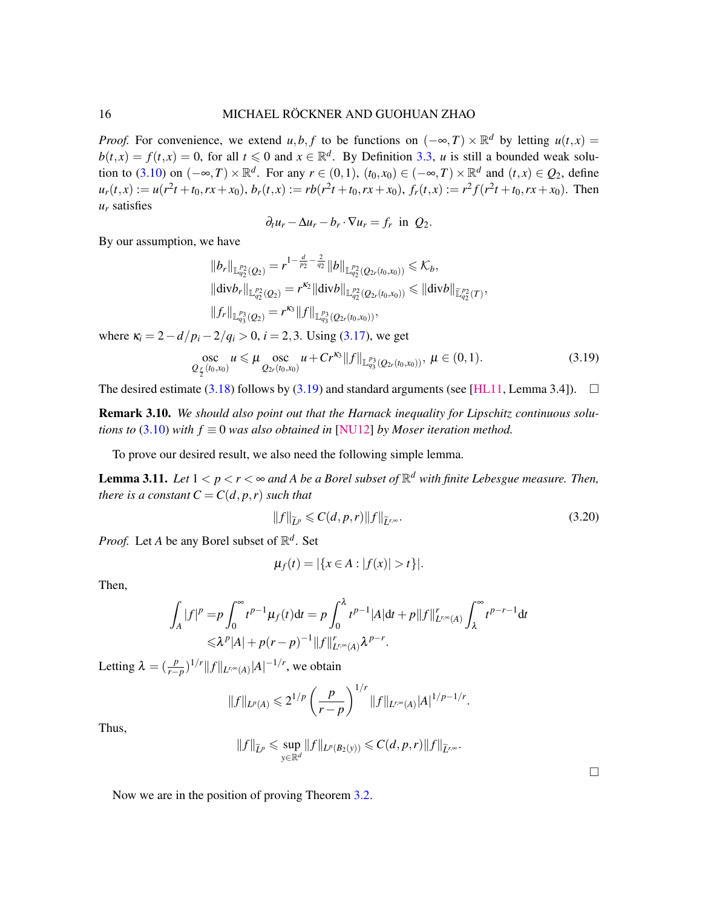*Proof.* For convenience, we extend $u, b, f$ to be functions on $(-\infty, T) \times \mathbb{R}^d$ by letting $u(t,x) = b(t,x) = f(t,x) = 0$, for all $t \leqslant 0$ and $x \in \mathbb{R}^d$. By Definition 3.3, $u$ is still a bounded weak solution to (3.10) on $(-\infty, T) \times \mathbb{R}^d$. For any $r \in (0,1)$, $(t_0, x_0) \in (-\infty, T) \times \mathbb{R}^d$ and $(t,x) \in Q_2$, define $u_r(t,x) := u(r^2 t + t_0, rx + x_0)$, $b_r(t,x) := rb(r^2 t + t_0, rx + x_0)$, $f_r(t,x) := r^2 f(r^2 t + t_0, rx + x_0)$. Then $u_r$ satisfies

$$\partial_t u_r - \Delta u_r - b_r \cdot \nabla u_r = f_r \text{ in } Q_2.$$

By our assumption, we have

$$\|b_r\|_{\mathbb{L}^{p_2}_{q_2}(Q_2)} = r^{1-\frac{d}{p_2}-\frac{2}{q_2}} \|b\|_{\mathbb{L}^{p_2}_{q_2}(Q_{2r}(t_0,x_0))} \leqslant \mathcal{K}_b,$$
$$\|\mathrm{div} b_r\|_{\mathbb{L}^{p_2}_{q_2}(Q_2)} = r^{\kappa_2} \|\mathrm{div} b\|_{\mathbb{L}^{p_2}_{q_2}(Q_{2r}(t_0,x_0))} \leqslant \|\mathrm{div} b\|_{\widetilde{\mathbb{L}}^{p_2}_{q_2}(T)},$$
$$\|f_r\|_{\mathbb{L}^{p_3}_{q_3}(Q_2)} = r^{\kappa_3} \|f\|_{\mathbb{L}^{p_3}_{q_3}(Q_{2r}(t_0,x_0))},$$

where $\kappa_i = 2 - d/p_i - 2/q_i > 0$, $i = 2, 3$. Using (3.17), we get

$$\operatorname*{osc}_{Q_{\frac{r}{2}}(t_0,x_0)} u \leqslant \mu \operatorname*{osc}_{Q_{2r}(t_0,x_0)} u + Cr^{\kappa_3} \|f\|_{\mathbb{L}^{p_3}_{q_3}(Q_{2r}(t_0,x_0))}, \ \mu \in (0,1). \tag{3.19}$$

The desired estimate (3.18) follows by (3.19) and standard arguments (see [HL11, Lemma 3.4]). $\square$

**Remark 3.10.** *We should also point out that the Harnack inequality for Lipschitz continuous solutions to (3.10) with $f \equiv 0$ was also obtained in [NU12] by Moser iteration method.*

To prove our desired result, we also need the following simple lemma.

**Lemma 3.11.** *Let $1 < p < r < \infty$ and $A$ be a Borel subset of $\mathbb{R}^d$ with finite Lebesgue measure. Then, there is a constant $C = C(d,p,r)$ such that*

$$\|f\|_{\widetilde{L}^p} \leqslant C(d,p,r) \|f\|_{\widetilde{L}^{r,\infty}}. \tag{3.20}$$

*Proof.* Let $A$ be any Borel subset of $\mathbb{R}^d$. Set

$$\mu_f(t) = |\{x \in A : |f(x)| > t\}|.$$

Then,

$$\begin{aligned}\int_A |f|^p =& p \int_0^\infty t^{p-1} \mu_f(t) \mathrm{d}t = p \int_0^\lambda t^{p-1} |A| \mathrm{d}t + p \|f\|^r_{L^{r,\infty}(A)} \int_\lambda^\infty t^{p-r-1} \mathrm{d}t \\ \leqslant& \lambda^p |A| + p(r-p)^{-1} \|f\|^r_{L^{r,\infty}(A)} \lambda^{p-r}.\end{aligned}$$

Letting $\lambda = (\frac{p}{r-p})^{1/r} \|f\|_{L^{r,\infty}(A)} |A|^{-1/r}$, we obtain

$$\|f\|_{L^p(A)} \leqslant 2^{1/p} \left(\frac{p}{r-p}\right)^{1/r} \|f\|_{L^{r,\infty}(A)} |A|^{1/p-1/r}.$$

Thus,

$$\|f\|_{\widetilde{L}^p} \leqslant \sup_{y \in \mathbb{R}^d} \|f\|_{L^p(B_2(y))} \leqslant C(d,p,r) \|f\|_{\widetilde{L}^{r,\infty}}.$$

$\square$

Now we are in the position of proving Theorem 3.2.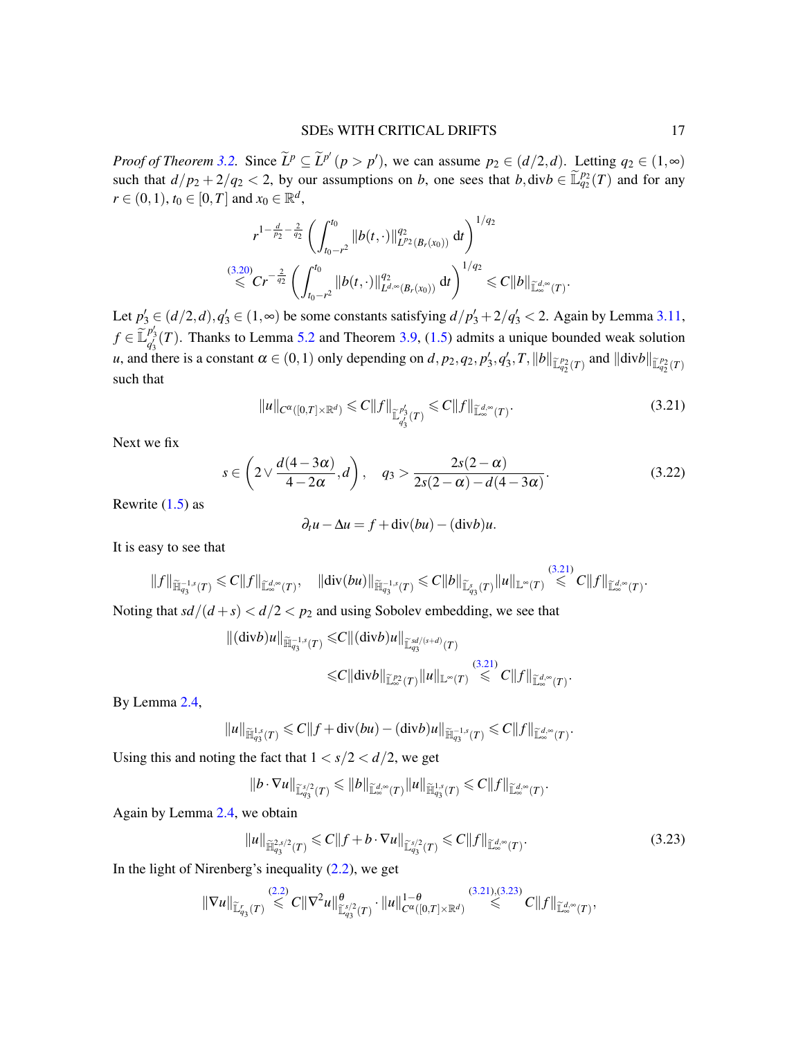*Proof of Theorem 3.2.* Since $\widetilde{L}^p \subseteq \widetilde{L}^{p'}$ $(p > p')$, we can assume $p_2 \in (d/2, d)$. Letting $q_2 \in (1,\infty)$ such that $d/p_2 + 2/q_2 < 2$, by our assumptions on $b$, one sees that $b, \mathrm{div} b \in \widetilde{\mathbb{L}}^{p_2}_{q_2}(T)$ and for any $r \in (0,1)$, $t_0 \in [0,T]$ and $x_0 \in \mathbb{R}^d$,

$$
\begin{aligned}
& r^{1-\frac{d}{p_2}-\frac{2}{q_2}} \left( \int_{t_0-r^2}^{t_0} \|b(t,\cdot)\|^{q_2}_{L^{p_2}(B_r(x_0))} \, \mathrm{d}t \right)^{1/q_2} \\
& \overset{(3.20)}{\leqslant} C r^{-\frac{2}{q_2}} \left( \int_{t_0-r^2}^{t_0} \|b(t,\cdot)\|^{q_2}_{L^{d,\infty}(B_r(x_0))} \, \mathrm{d}t \right)^{1/q_2} \leqslant C \|b\|_{\widetilde{\mathbb{L}}^{d,\infty}_{\infty}(T)}.
\end{aligned}
$$

Let $p_3' \in (d/2, d), q_3' \in (1,\infty)$ be some constants satisfying $d/p_3' + 2/q_3' < 2$. Again by Lemma 3.11, $f \in \widetilde{\mathbb{L}}^{p_3'}_{q_3'}(T)$. Thanks to Lemma 5.2 and Theorem 3.9, (1.5) admits a unique bounded weak solution $u$, and there is a constant $\alpha \in (0,1)$ only depending on $d, p_2, q_2, p_3', q_3', T, \|b\|_{\widetilde{\mathbb{L}}^{p_2}_{q_2}(T)}$ and $\|\mathrm{div} b\|_{\widetilde{\mathbb{L}}^{p_2}_{q_2}(T)}$ such that

$$
\|u\|_{C^\alpha([0,T]\times\mathbb{R}^d)} \leqslant C \|f\|_{\widetilde{\mathbb{L}}^{p_3'}_{q_3'}(T)} \leqslant C \|f\|_{\widetilde{\mathbb{L}}^{d,\infty}_{\infty}(T)}. \tag{3.21}
$$

Next we fix

$$
s \in \left( 2 \vee \frac{d(4-3\alpha)}{4-2\alpha}, d \right), \quad q_3 > \frac{2s(2-\alpha)}{2s(2-\alpha) - d(4-3\alpha)}. \tag{3.22}
$$

Rewrite (1.5) as

$$
\partial_t u - \Delta u = f + \mathrm{div}(bu) - (\mathrm{div} b) u.
$$

It is easy to see that

$$
\|f\|_{\widetilde{\mathbb{H}}^{-1,s}_{q_3}(T)} \leqslant C \|f\|_{\widetilde{\mathbb{L}}^{d,\infty}_{\infty}(T)}, \quad \|\mathrm{div}(bu)\|_{\widetilde{\mathbb{H}}^{-1,s}_{q_3}(T)} \leqslant C \|b\|_{\widetilde{\mathbb{L}}^{s}_{q_3}(T)} \|u\|_{\mathbb{L}^\infty(T)} \overset{(3.21)}{\leqslant} C \|f\|_{\widetilde{\mathbb{L}}^{d,\infty}_{\infty}(T)}.
$$

Noting that $sd/(d+s) < d/2 < p_2$ and using Sobolev embedding, we see that

$$
\begin{aligned}
\|(\mathrm{div} b)u\|_{\widetilde{\mathbb{H}}^{-1,s}_{q_3}(T)} & \leqslant C \|(\mathrm{div} b)u\|_{\widetilde{\mathbb{L}}^{sd/(s+d)}_{q_3}(T)} \\
& \leqslant C \|\mathrm{div} b\|_{\widetilde{\mathbb{L}}^{p_2}_{\infty}(T)} \|u\|_{\mathbb{L}^\infty(T)} \overset{(3.21)}{\leqslant} C \|f\|_{\widetilde{\mathbb{L}}^{d,\infty}_{\infty}(T)}.
\end{aligned}
$$

By Lemma 2.4,

$$
\|u\|_{\widetilde{\mathbb{H}}^{1,s}_{q_3}(T)} \leqslant C \|f + \mathrm{div}(bu) - (\mathrm{div} b)u\|_{\widetilde{\mathbb{H}}^{-1,s}_{q_3}(T)} \leqslant C \|f\|_{\widetilde{\mathbb{L}}^{d,\infty}_{\infty}(T)}.
$$

Using this and noting the fact that $1 < s/2 < d/2$, we get

$$
\|b \cdot \nabla u\|_{\widetilde{\mathbb{L}}^{s/2}_{q_3}(T)} \leqslant \|b\|_{\widetilde{\mathbb{L}}^{d,\infty}_{\infty}(T)} \|u\|_{\widetilde{\mathbb{H}}^{1,s}_{q_3}(T)} \leqslant C \|f\|_{\widetilde{\mathbb{L}}^{d,\infty}_{\infty}(T)}.
$$

Again by Lemma 2.4, we obtain

$$
\|u\|_{\widetilde{\mathbb{H}}^{2,s/2}_{q_3}(T)} \leqslant C \|f + b \cdot \nabla u\|_{\widetilde{\mathbb{L}}^{s/2}_{q_3}(T)} \leqslant C \|f\|_{\widetilde{\mathbb{L}}^{d,\infty}_{\infty}(T)}. \tag{3.23}
$$

In the light of Nirenberg's inequality (2.2), we get

$$
\|\nabla u\|_{\widetilde{\mathbb{L}}^{r}_{q_3}(T)} \overset{(2.2)}{\leqslant} C \|\nabla^2 u\|^{\theta}_{\widetilde{\mathbb{L}}^{s/2}_{q_3}(T)} \cdot \|u\|^{1-\theta}_{C^\alpha([0,T]\times\mathbb{R}^d)} \overset{(3.21),(3.23)}{\leqslant} C \|f\|_{\widetilde{\mathbb{L}}^{d,\infty}_{\infty}(T)},
$$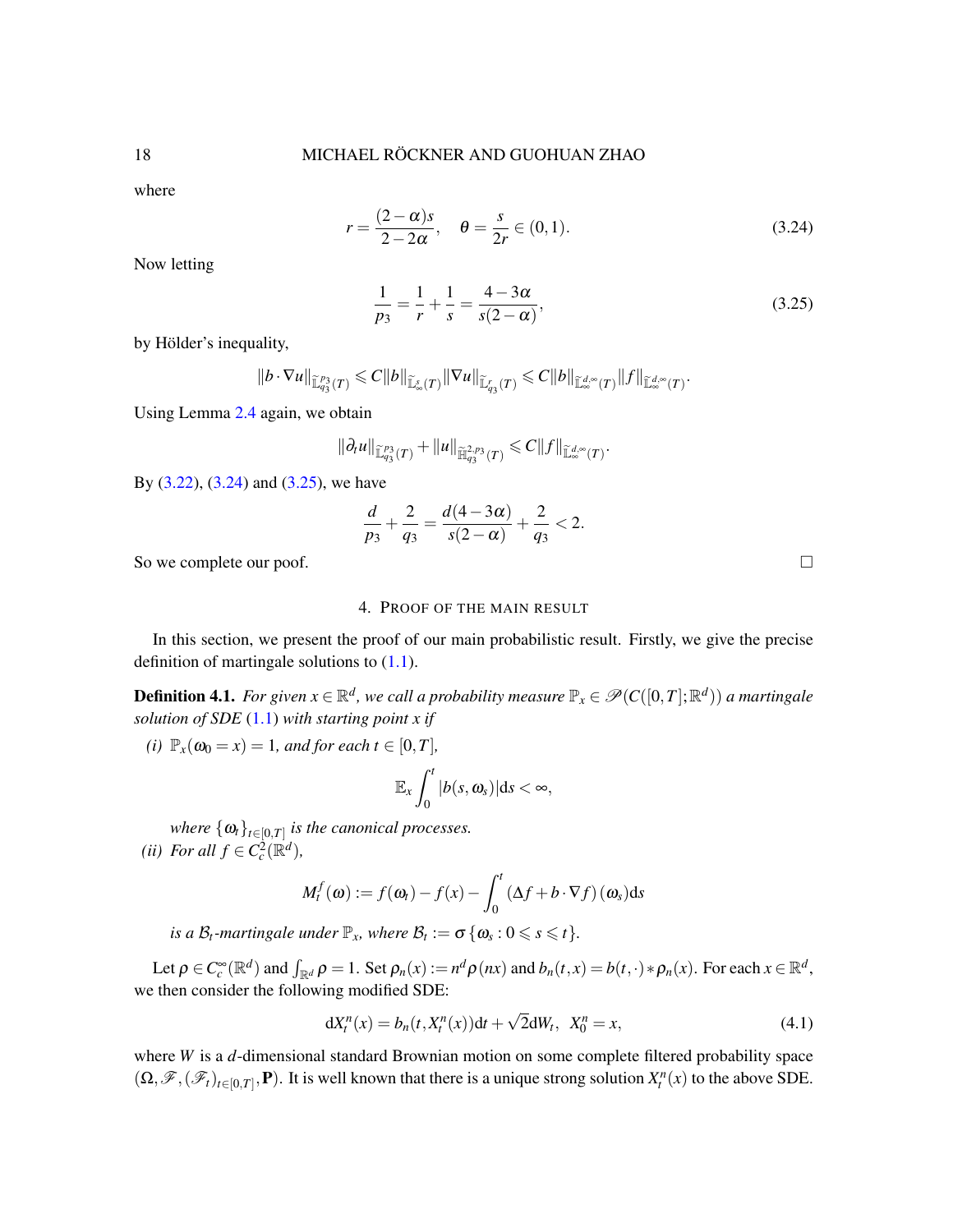where

$$r = \frac{(2-\alpha)s}{2-2\alpha}, \quad \theta = \frac{s}{2r} \in (0,1). \tag{3.24}$$

Now letting

$$\frac{1}{p_3} = \frac{1}{r} + \frac{1}{s} = \frac{4-3\alpha}{s(2-\alpha)}, \tag{3.25}$$

by Hölder's inequality,

$$\|b \cdot \nabla u\|_{\widetilde{\mathbb{L}}^{p_3}_{q_3}(T)} \leqslant C\|b\|_{\widetilde{\mathbb{L}}^{s}_{\infty}(T)} \|\nabla u\|_{\widetilde{\mathbb{L}}^{r}_{q_3}(T)} \leqslant C\|b\|_{\widetilde{\mathbb{L}}^{d,\infty}_{\infty}(T)} \|f\|_{\widetilde{\mathbb{L}}^{d,\infty}_{\infty}(T)}.$$

Using Lemma 2.4 again, we obtain

$$\|\partial_t u\|_{\widetilde{\mathbb{L}}^{p_3}_{q_3}(T)} + \|u\|_{\widetilde{\mathbb{H}}^{2,p_3}_{q_3}(T)} \leqslant C\|f\|_{\widetilde{\mathbb{L}}^{d,\infty}_{\infty}(T)}.$$

By (3.22), (3.24) and (3.25), we have

$$\frac{d}{p_3} + \frac{2}{q_3} = \frac{d(4-3\alpha)}{s(2-\alpha)} + \frac{2}{q_3} < 2.$$

So we complete our poof. $\square$

## 4. Proof of the main result

In this section, we present the proof of our main probabilistic result. Firstly, we give the precise definition of martingale solutions to (1.1).

**Definition 4.1.** *For given $x \in \mathbb{R}^d$, we call a probability measure $\mathbb{P}_x \in \mathscr{P}(C([0,T];\mathbb{R}^d))$ a martingale solution of SDE (1.1) with starting point $x$ if*

*(i) $\mathbb{P}_x(\omega_0 = x) = 1$, and for each $t \in [0,T]$,*

$$\mathbb{E}_x \int_0^t |b(s,\omega_s)| \mathrm{d}s < \infty,$$

*where $\{\omega_t\}_{t\in[0,T]}$ is the canonical processes.*

*(ii) For all $f \in C_c^2(\mathbb{R}^d)$,*

$$M_t^f(\omega) := f(\omega_t) - f(x) - \int_0^t (\Delta f + b \cdot \nabla f)(\omega_s) \mathrm{d}s$$

*is a $\mathcal{B}_t$-martingale under $\mathbb{P}_x$, where $\mathcal{B}_t := \sigma\{\omega_s : 0 \leqslant s \leqslant t\}$.*

Let $\rho \in C_c^\infty(\mathbb{R}^d)$ and $\int_{\mathbb{R}^d} \rho = 1$. Set $\rho_n(x) := n^d \rho(nx)$ and $b_n(t,x) = b(t,\cdot) * \rho_n(x)$. For each $x \in \mathbb{R}^d$, we then consider the following modified SDE:

$$\mathrm{d}X_t^n(x) = b_n(t, X_t^n(x))\mathrm{d}t + \sqrt{2}\mathrm{d}W_t, \;\; X_0^n = x, \tag{4.1}$$

where $W$ is a $d$-dimensional standard Brownian motion on some complete filtered probability space $(\Omega, \mathscr{F}, (\mathscr{F}_t)_{t\in[0,T]}, \mathbf{P})$. It is well known that there is a unique strong solution $X_t^n(x)$ to the above SDE.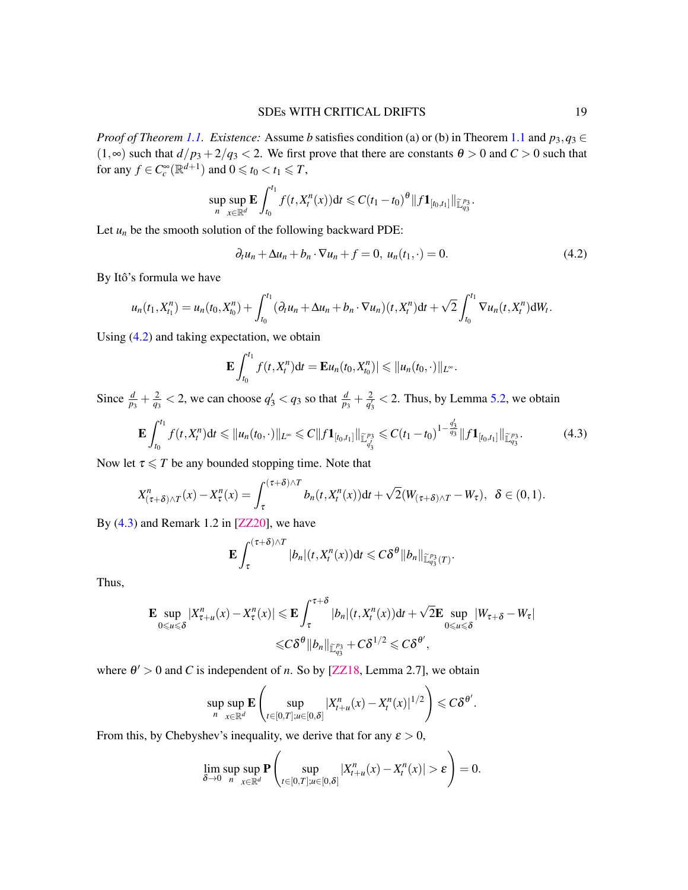*Proof of Theorem 1.1. Existence:* Assume $b$ satisfies condition (a) or (b) in Theorem 1.1 and $p_3, q_3 \in (1,\infty)$ such that $d/p_3 + 2/q_3 < 2$. We first prove that there are constants $\theta > 0$ and $C > 0$ such that for any $f \in C_c^\infty(\mathbb{R}^{d+1})$ and $0 \leqslant t_0 < t_1 \leqslant T$,

$$\sup_n \sup_{x\in\mathbb{R}^d} \mathbf{E} \int_{t_0}^{t_1} f(t, X_t^n(x))\mathrm{d}t \leqslant C(t_1 - t_0)^\theta \|f \mathbf{1}_{[t_0,t_1]}\|_{\widetilde{\mathbb{L}}^{p_3}_{q_3}}.$$

Let $u_n$ be the smooth solution of the following backward PDE:

$$\partial_t u_n + \Delta u_n + b_n \cdot \nabla u_n + f = 0, \; u_n(t_1, \cdot) = 0. \tag{4.2}$$

By Itô's formula we have

$$u_n(t_1, X^n_{t_1}) = u_n(t_0, X^n_{t_0}) + \int_{t_0}^{t_1} (\partial_t u_n + \Delta u_n + b_n \cdot \nabla u_n)(t, X^n_t)\mathrm{d}t + \sqrt{2}\int_{t_0}^{t_1} \nabla u_n(t, X^n_t)\mathrm{d}W_t.$$

Using (4.2) and taking expectation, we obtain

$$\mathbf{E}\int_{t_0}^{t_1} f(t, X^n_t)\mathrm{d}t = \mathbf{E}u_n(t_0, X^n_{t_0})| \leqslant \|u_n(t_0, \cdot)\|_{L^\infty}.$$

Since $\frac{d}{p_3} + \frac{2}{q_3} < 2$, we can choose $q_3' < q_3$ so that $\frac{d}{p_3} + \frac{2}{q_3'} < 2$. Thus, by Lemma 5.2, we obtain

$$\mathbf{E}\int_{t_0}^{t_1} f(t, X^n_t)\mathrm{d}t \leqslant \|u_n(t_0, \cdot)\|_{L^\infty} \leqslant C\|f\mathbf{1}_{[t_0,t_1]}\|_{\widetilde{\mathbb{L}}^{p_3}_{q_3'}} \leqslant C(t_1 - t_0)^{1 - \frac{q_3'}{q_3}} \|f\mathbf{1}_{[t_0,t_1]}\|_{\widetilde{\mathbb{L}}^{p_3}_{q_3}}. \tag{4.3}$$

Now let $\tau \leqslant T$ be any bounded stopping time. Note that

$$X^n_{(\tau+\delta)\wedge T}(x) - X^n_\tau(x) = \int_\tau^{(\tau+\delta)\wedge T} b_n(t, X^n_t(x))\mathrm{d}t + \sqrt{2}(W_{(\tau+\delta)\wedge T} - W_\tau), \;\; \delta \in (0,1).$$

By (4.3) and Remark 1.2 in [ZZ20], we have

$$\mathbf{E}\int_\tau^{(\tau+\delta)\wedge T} |b_n|(t, X^n_t(x))\mathrm{d}t \leqslant C\delta^\theta \|b_n\|_{\widetilde{\mathbb{L}}^{p_3}_{q_3}(T)}.$$

Thus,

$$\begin{aligned}\mathbf{E}\sup_{0\leqslant u\leqslant\delta} |X^n_{\tau+u}(x) - X^n_\tau(x)| &\leqslant \mathbf{E}\int_\tau^{\tau+\delta} |b_n|(t, X^n_t(x))\mathrm{d}t + \sqrt{2}\mathbf{E}\sup_{0\leqslant u\leqslant\delta}|W_{\tau+\delta} - W_\tau| \\ &\leqslant C\delta^\theta\|b_n\|_{\widetilde{\mathbb{L}}^{p_3}_{q_3}} + C\delta^{1/2} \leqslant C\delta^{\theta'},\end{aligned}$$

where $\theta' > 0$ and $C$ is independent of $n$. So by [ZZ18, Lemma 2.7], we obtain

$$\sup_n \sup_{x\in\mathbb{R}^d} \mathbf{E}\left(\sup_{t\in[0,T];u\in[0,\delta]} |X^n_{t+u}(x) - X^n_t(x)|^{1/2}\right) \leqslant C\delta^{\theta'}.$$

From this, by Chebyshev's inequality, we derive that for any $\varepsilon > 0$,

$$\lim_{\delta\to 0}\sup_n \sup_{x\in\mathbb{R}^d} \mathbf{P}\left(\sup_{t\in[0,T];u\in[0,\delta]} |X^n_{t+u}(x) - X^n_t(x)| > \varepsilon\right) = 0.$$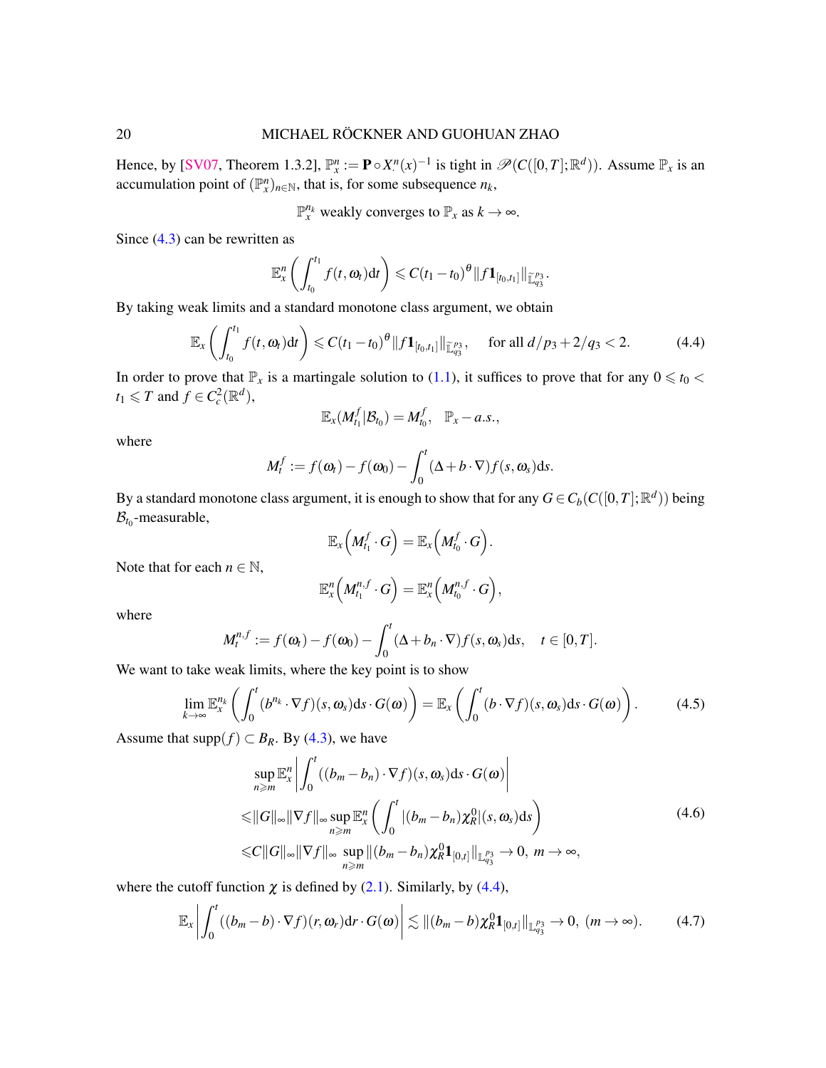Hence, by [SV07, Theorem 1.3.2], $\mathbb{P}^n_x := \mathbf{P} \circ X^n_\cdot(x)^{-1}$ is tight in $\mathscr{P}(C([0,T];\mathbb{R}^d))$. Assume $\mathbb{P}_x$ is an accumulation point of $(\mathbb{P}^n_x)_{n\in\mathbb{N}}$, that is, for some subsequence $n_k$,

$$\mathbb{P}^{n_k}_x \text{ weakly converges to } \mathbb{P}_x \text{ as } k \to \infty.$$

Since (4.3) can be rewritten as

$$\mathbb{E}^n_x \left( \int_{t_0}^{t_1} f(t, \omega_t) \mathrm{d}t \right) \leqslant C(t_1 - t_0)^\theta \| f \mathbf{1}_{[t_0,t_1]} \|_{\widetilde{\mathbb{L}}^{p_3}_{q_3}}.$$

By taking weak limits and a standard monotone class argument, we obtain

$$\mathbb{E}_x \left( \int_{t_0}^{t_1} f(t, \omega_t) \mathrm{d}t \right) \leqslant C(t_1 - t_0)^\theta \| f \mathbf{1}_{[t_0,t_1]} \|_{\widetilde{\mathbb{L}}^{p_3}_{q_3}}, \quad \text{for all } d/p_3 + 2/q_3 < 2. \tag{4.4}$$

In order to prove that $\mathbb{P}_x$ is a martingale solution to (1.1), it suffices to prove that for any $0 \leqslant t_0 < t_1 \leqslant T$ and $f \in C^2_c(\mathbb{R}^d)$,

$$\mathbb{E}_x(M^f_{t_1} | \mathcal{B}_{t_0}) = M^f_{t_0}, \quad \mathbb{P}_x - a.s.,$$

where

$$M^f_t := f(\omega_t) - f(\omega_0) - \int_0^t (\Delta + b \cdot \nabla) f(s, \omega_s) \mathrm{d}s.$$

By a standard monotone class argument, it is enough to show that for any $G \in C_b(C([0,T];\mathbb{R}^d))$ being $\mathcal{B}_{t_0}$-measurable,

$$\mathbb{E}_x\left(M^f_{t_1} \cdot G\right) = \mathbb{E}_x\left(M^f_{t_0} \cdot G\right).$$

Note that for each $n \in \mathbb{N}$,

$$\mathbb{E}^n_x\left(M^{n,f}_{t_1} \cdot G\right) = \mathbb{E}^n_x\left(M^{n,f}_{t_0} \cdot G\right),$$

where

$$M^{n,f}_t := f(\omega_t) - f(\omega_0) - \int_0^t (\Delta + b_n \cdot \nabla) f(s, \omega_s) \mathrm{d}s, \quad t \in [0,T].$$

We want to take weak limits, where the key point is to show

$$\lim_{k\to\infty} \mathbb{E}^{n_k}_x \left( \int_0^t (b^{n_k} \cdot \nabla f)(s, \omega_s) \mathrm{d}s \cdot G(\omega) \right) = \mathbb{E}_x \left( \int_0^t (b \cdot \nabla f)(s, \omega_s) \mathrm{d}s \cdot G(\omega) \right). \tag{4.5}$$

Assume that $\mathrm{supp}(f) \subset B_R$. By (4.3), we have

$$\begin{aligned}
&\sup_{n\geqslant m} \mathbb{E}^n_x \left| \int_0^t ((b_m - b_n) \cdot \nabla f)(s, \omega_s) \mathrm{d}s \cdot G(\omega) \right| \\
\leqslant & \|G\|_\infty \|\nabla f\|_\infty \sup_{n\geqslant m} \mathbb{E}^n_x \left( \int_0^t |(b_m - b_n) \chi^0_R|(s, \omega_s) \mathrm{d}s \right) \\
\leqslant & C\|G\|_\infty \|\nabla f\|_\infty \sup_{n\geqslant m} \|(b_m - b_n)\chi^0_R \mathbf{1}_{[0,t]}\|_{\mathbb{L}^{p_3}_{q_3}} \to 0, \ m \to \infty,
\end{aligned} \tag{4.6}$$

where the cutoff function $\chi$ is defined by (2.1). Similarly, by (4.4),

$$\mathbb{E}_x \left| \int_0^t ((b_m - b) \cdot \nabla f)(r, \omega_r) \mathrm{d}r \cdot G(\omega) \right| \lesssim \|(b_m - b)\chi^0_R \mathbf{1}_{[0,t]}\|_{\mathbb{L}^{p_3}_{q_3}} \to 0, \ (m \to \infty). \tag{4.7}$$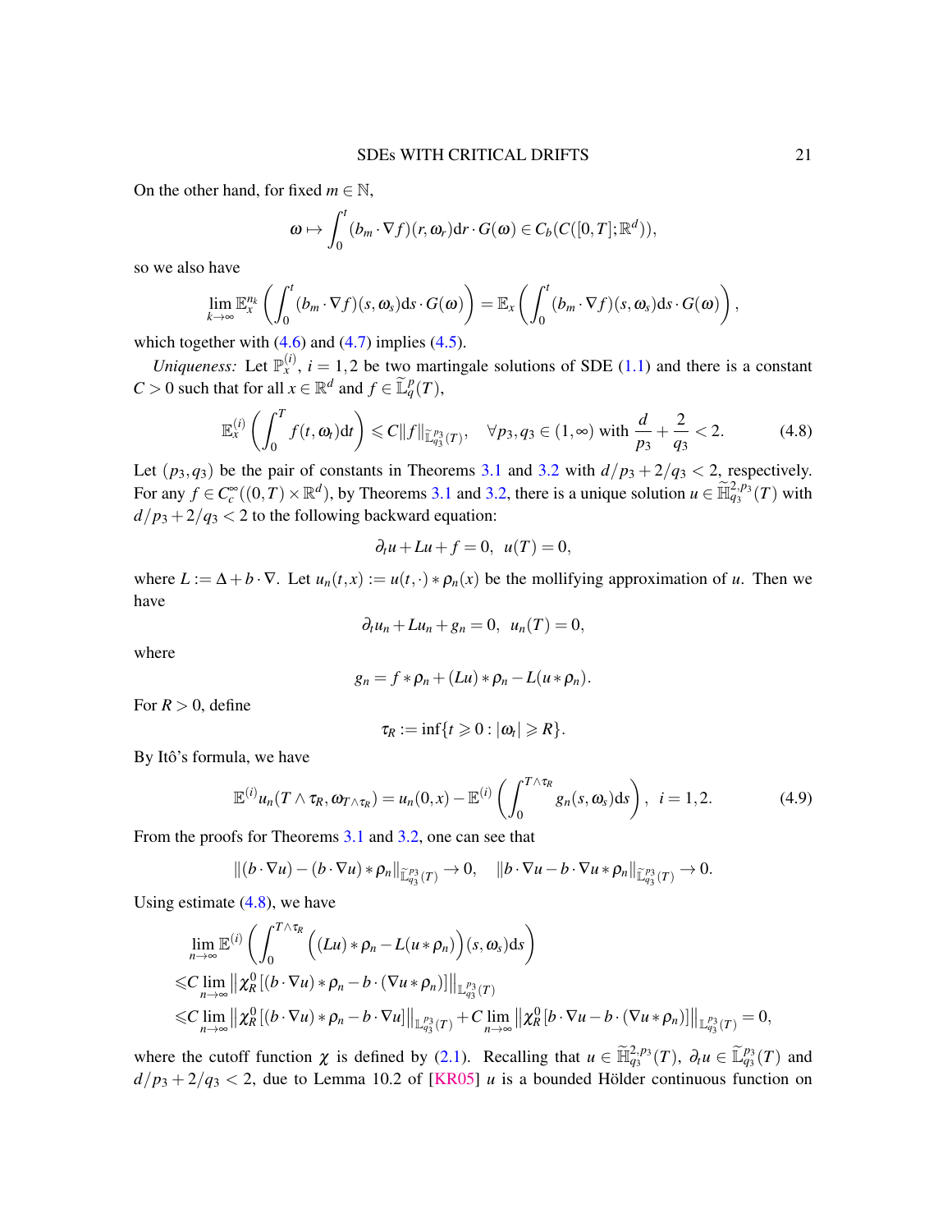On the other hand, for fixed $m \in \mathbb{N}$,

$$
\omega \mapsto \int_0^t (b_m \cdot \nabla f)(r, \omega_r) \mathrm{d}r \cdot G(\omega) \in C_b(C([0,T]; \mathbb{R}^d)),
$$

so we also have

$$
\lim_{k\to\infty} \mathbb{E}_x^{n_k} \left( \int_0^t (b_m \cdot \nabla f)(s, \omega_s) \mathrm{d}s \cdot G(\omega) \right) = \mathbb{E}_x \left( \int_0^t (b_m \cdot \nabla f)(s, \omega_s) \mathrm{d}s \cdot G(\omega) \right),
$$

which together with (4.6) and (4.7) implies (4.5).

*Uniqueness:* Let $\mathbb{P}_x^{(i)}$, $i = 1,2$ be two martingale solutions of SDE (1.1) and there is a constant $C > 0$ such that for all $x \in \mathbb{R}^d$ and $f \in \widetilde{\mathbb{L}}_q^p(T)$,

$$
\mathbb{E}_x^{(i)} \left( \int_0^T f(t, \omega_t) \mathrm{d}t \right) \leqslant C \|f\|_{\widetilde{\mathbb{L}}_{q_3}^{p_3}(T)}, \quad \forall p_3, q_3 \in (1,\infty) \text{ with } \frac{d}{p_3} + \frac{2}{q_3} < 2. \tag{4.8}
$$

Let $(p_3, q_3)$ be the pair of constants in Theorems 3.1 and 3.2 with $d/p_3 + 2/q_3 < 2$, respectively. For any $f \in C_c^\infty((0,T) \times \mathbb{R}^d)$, by Theorems 3.1 and 3.2, there is a unique solution $u \in \widetilde{\mathbb{H}}_{q_3}^{2,p_3}(T)$ with $d/p_3 + 2/q_3 < 2$ to the following backward equation:

$$
\partial_t u + Lu + f = 0, \;\; u(T) = 0,
$$

where $L := \Delta + b \cdot \nabla$. Let $u_n(t,x) := u(t,\cdot) * \rho_n(x)$ be the mollifying approximation of $u$. Then we have

$$
\partial_t u_n + L u_n + g_n = 0, \;\; u_n(T) = 0,
$$

where

$$
g_n = f * \rho_n + (Lu) * \rho_n - L(u * \rho_n).
$$

For $R > 0$, define

$$
\tau_R := \inf\{t \geqslant 0 : |\omega_t| \geqslant R\}.
$$

By Itô's formula, we have

$$
\mathbb{E}^{(i)} u_n(T \wedge \tau_R, \omega_{T\wedge\tau_R}) = u_n(0,x) - \mathbb{E}^{(i)} \left( \int_0^{T\wedge\tau_R} g_n(s, \omega_s) \mathrm{d}s \right), \;\; i = 1,2. \tag{4.9}
$$

From the proofs for Theorems 3.1 and 3.2, one can see that

$$
\|(b \cdot \nabla u) - (b \cdot \nabla u) * \rho_n\|_{\widetilde{\mathbb{L}}_{q_3}^{p_3}(T)} \to 0, \quad \|b \cdot \nabla u - b \cdot \nabla u * \rho_n\|_{\widetilde{\mathbb{L}}_{q_3}^{p_3}(T)} \to 0.
$$

Using estimate (4.8), we have

$$
\begin{aligned}
&\lim_{n\to\infty} \mathbb{E}^{(i)} \left( \int_0^{T\wedge\tau_R} \Big( (Lu) * \rho_n - L(u * \rho_n) \Big)(s, \omega_s) \mathrm{d}s \right) \\
\leqslant\,& C \lim_{n\to\infty} \left\| \chi_R^0 [(b \cdot \nabla u) * \rho_n - b \cdot (\nabla u * \rho_n)] \right\|_{\mathbb{L}_{q_3}^{p_3}(T)} \\
\leqslant\,& C \lim_{n\to\infty} \left\| \chi_R^0 [(b \cdot \nabla u) * \rho_n - b \cdot \nabla u] \right\|_{\mathbb{L}_{q_3}^{p_3}(T)} + C \lim_{n\to\infty} \left\| \chi_R^0 [b \cdot \nabla u - b \cdot (\nabla u * \rho_n)] \right\|_{\mathbb{L}_{q_3}^{p_3}(T)} = 0,
\end{aligned}
$$

where the cutoff function $\chi$ is defined by (2.1). Recalling that $u \in \widetilde{\mathbb{H}}_{q_3}^{2,p_3}(T)$, $\partial_t u \in \widetilde{\mathbb{L}}_{q_3}^{p_3}(T)$ and $d/p_3 + 2/q_3 < 2$, due to Lemma 10.2 of [KR05] $u$ is a bounded Hölder continuous function on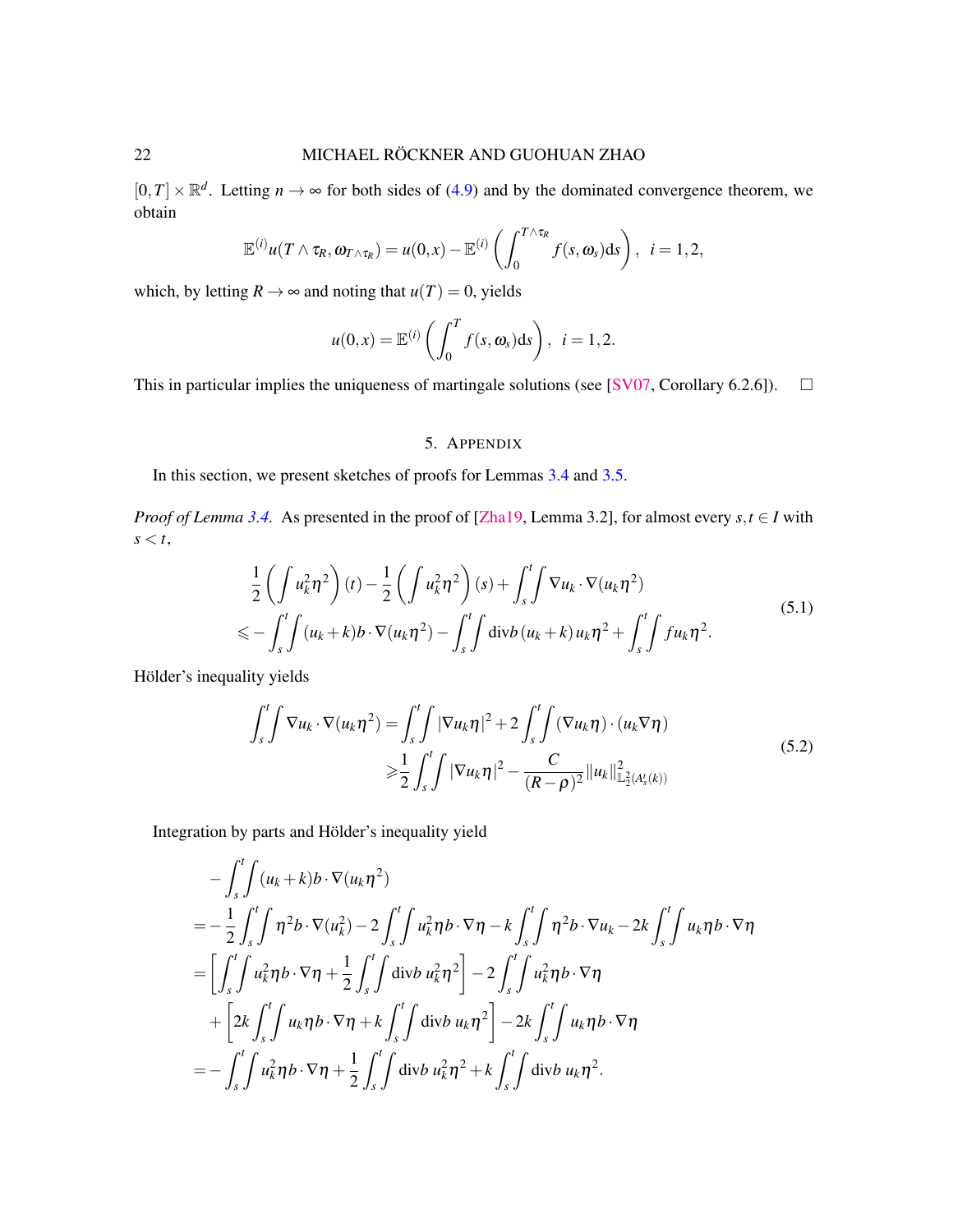$[0,T]\times\mathbb{R}^d$. Letting $n\to\infty$ for both sides of (4.9) and by the dominated convergence theorem, we obtain

$$
\mathbb{E}^{(i)}u(T\wedge\tau_R,\omega_{T\wedge\tau_R})=u(0,x)-\mathbb{E}^{(i)}\left(\int_0^{T\wedge\tau_R}f(s,\omega_s)\mathrm{d}s\right),\ \ i=1,2,
$$

which, by letting $R\to\infty$ and noting that $u(T)=0$, yields

$$
u(0,x)=\mathbb{E}^{(i)}\left(\int_0^{T}f(s,\omega_s)\mathrm{d}s\right),\ \ i=1,2.
$$

This in particular implies the uniqueness of martingale solutions (see [SV07, Corollary 6.2.6]). $\square$

## 5. Appendix

In this section, we present sketches of proofs for Lemmas 3.4 and 3.5.

*Proof of Lemma 3.4.* As presented in the proof of [Zha19, Lemma 3.2], for almost every $s,t\in I$ with $s<t$,

$$
\begin{aligned}
&\frac{1}{2}\left(\int u_k^2\eta^2\right)(t)-\frac{1}{2}\left(\int u_k^2\eta^2\right)(s)+\int_s^t\!\!\int\nabla u_k\cdot\nabla(u_k\eta^2)\\
\leqslant&-\int_s^t\!\!\int(u_k+k)b\cdot\nabla(u_k\eta^2)-\int_s^t\!\!\int\mathrm{div}b\,(u_k+k)\,u_k\eta^2+\int_s^t\!\!\int fu_k\eta^2.
\end{aligned}
\tag{5.1}
$$

Hölder's inequality yields

$$
\begin{aligned}
\int_s^t\!\!\int\nabla u_k\cdot\nabla(u_k\eta^2)=&\int_s^t\!\!\int|\nabla u_k\eta|^2+2\int_s^t\!\!\int(\nabla u_k\eta)\cdot(u_k\nabla\eta)\\
\geqslant&\frac{1}{2}\int_s^t\!\!\int|\nabla u_k\eta|^2-\frac{C}{(R-\rho)^2}\|u_k\|^2_{\mathbb{L}^2_2(A^t_s(k))}
\end{aligned}
\tag{5.2}
$$

Integration by parts and Hölder's inequality yield

$$
\begin{aligned}
&-\int_s^t\!\!\int(u_k+k)b\cdot\nabla(u_k\eta^2)\\
=&-\frac{1}{2}\int_s^t\!\!\int\eta^2b\cdot\nabla(u_k^2)-2\int_s^t\!\!\int u_k^2\eta b\cdot\nabla\eta-k\int_s^t\!\!\int\eta^2b\cdot\nabla u_k-2k\int_s^t\!\!\int u_k\eta b\cdot\nabla\eta\\
=&\left[\int_s^t\!\!\int u_k^2\eta b\cdot\nabla\eta+\frac{1}{2}\int_s^t\!\!\int\mathrm{div}b\,u_k^2\eta^2\right]-2\int_s^t\!\!\int u_k^2\eta b\cdot\nabla\eta\\
&+\left[2k\int_s^t\!\!\int u_k\eta b\cdot\nabla\eta+k\int_s^t\!\!\int\mathrm{div}b\,u_k\eta^2\right]-2k\int_s^t\!\!\int u_k\eta b\cdot\nabla\eta\\
=&-\int_s^t\!\!\int u_k^2\eta b\cdot\nabla\eta+\frac{1}{2}\int_s^t\!\!\int\mathrm{div}b\,u_k^2\eta^2+k\int_s^t\!\!\int\mathrm{div}b\,u_k\eta^2.
\end{aligned}
$$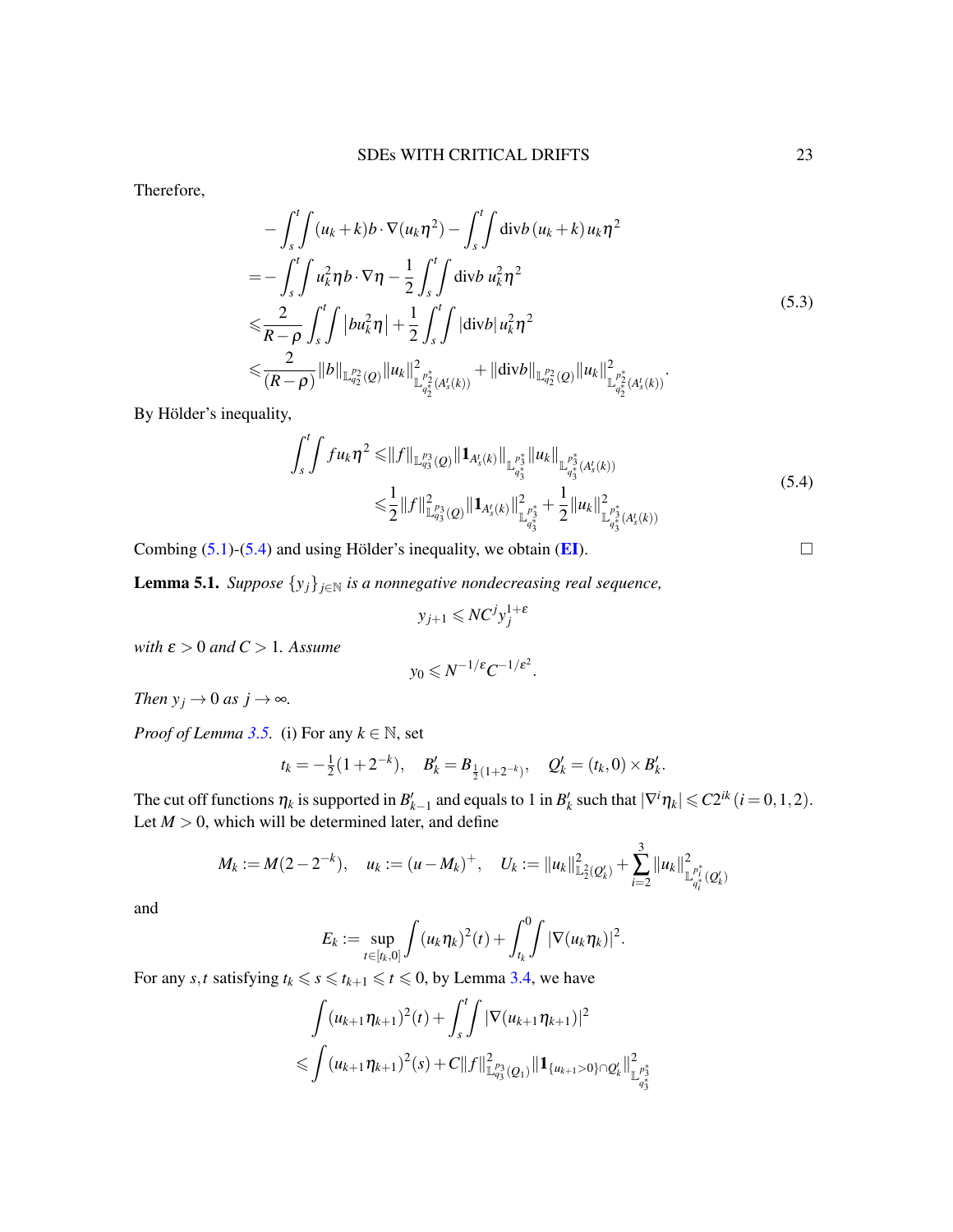Therefore,

$$
\begin{aligned}
&-\int_s^t\!\!\int (u_k+k)b\cdot\nabla(u_k\eta^2)-\int_s^t\!\!\int \mathrm{div}b\,(u_k+k)\,u_k\eta^2\\
=&-\int_s^t\!\!\int u_k^2\eta b\cdot\nabla\eta-\frac{1}{2}\int_s^t\!\!\int \mathrm{div}b\;u_k^2\eta^2\\
\leqslant&\frac{2}{R-\rho}\int_s^t\!\!\int \left|bu_k^2\eta\right|+\frac{1}{2}\int_s^t\!\!\int |\mathrm{div}b|\,u_k^2\eta^2\\
\leqslant&\frac{2}{(R-\rho)}\|b\|_{\mathbb{L}^{p_2}_{q_2}(Q)}\|u_k\|^2_{\mathbb{L}^{p_2^*}_{q_2^*}(A_s^t(k))}+\|\mathrm{div}b\|_{\mathbb{L}^{p_2}_{q_2}(Q)}\|u_k\|^2_{\mathbb{L}^{p_2^*}_{q_2^*}(A_s^t(k))}.
\end{aligned}
\tag{5.3}
$$

By Hölder's inequality,

$$
\begin{aligned}
\int_s^t\!\!\int fu_k\eta^2 \leqslant&\|f\|_{\mathbb{L}^{p_3}_{q_3}(Q)}\|\mathbf{1}_{A_s^t(k)}\|_{\mathbb{L}^{p_3^*}_{q_3^*}}\|u_k\|_{\mathbb{L}^{p_3^*}_{q_3^*}(A_s^t(k))}\\
\leqslant&\frac{1}{2}\|f\|^2_{\mathbb{L}^{p_3}_{q_3}(Q)}\|\mathbf{1}_{A_s^t(k)}\|^2_{\mathbb{L}^{p_3^*}_{q_3^*}}+\frac{1}{2}\|u_k\|^2_{\mathbb{L}^{p_3^*}_{q_3^*}(A_s^t(k))}
\end{aligned}
\tag{5.4}
$$

Combing (5.1)-(5.4) and using Hölder's inequality, we obtain (**EI**). □

**Lemma 5.1.** *Suppose $\{y_j\}_{j\in\mathbb{N}}$ is a nonnegative nondecreasing real sequence,*

$$y_{j+1}\leqslant NC^jy_j^{1+\varepsilon}$$

*with $\varepsilon>0$ and $C>1$. Assume*

$$y_0\leqslant N^{-1/\varepsilon}C^{-1/\varepsilon^2}.$$

*Then $y_j\to 0$ as $j\to\infty$.*

*Proof of Lemma 3.5.* (i) For any $k\in\mathbb{N}$, set

$$t_k=-\tfrac{1}{2}(1+2^{-k}),\quad B_k'=B_{\frac{1}{2}(1+2^{-k})},\quad Q_k'=(t_k,0)\times B_k'.$$

The cut off functions $\eta_k$ is supported in $B'_{k-1}$ and equals to 1 in $B'_k$ such that $|\nabla^i\eta_k|\leqslant C2^{ik}\,(i=0,1,2)$. Let $M>0$, which will be determined later, and define

$$M_k:=M(2-2^{-k}),\quad u_k:=(u-M_k)^+,\quad U_k:=\|u_k\|^2_{\mathbb{L}^2_2(Q_k')}+\sum_{i=2}^3\|u_k\|^2_{\mathbb{L}^{p_i^*}_{q_i^*}(Q_k')}$$

and

$$E_k:=\sup_{t\in[t_k,0]}\int(u_k\eta_k)^2(t)+\int_{t_k}^0\!\!\int|\nabla(u_k\eta_k)|^2.$$

For any $s,t$ satisfying $t_k\leqslant s\leqslant t_{k+1}\leqslant t\leqslant 0$, by Lemma 3.4, we have

$$
\begin{aligned}
&\int(u_{k+1}\eta_{k+1})^2(t)+\int_s^t\!\!\int|\nabla(u_{k+1}\eta_{k+1})|^2\\
\leqslant&\int(u_{k+1}\eta_{k+1})^2(s)+C\|f\|^2_{\mathbb{L}^{p_3}_{q_3}(Q_1)}\|\mathbf{1}_{\{u_{k+1}>0\}\cap Q_k'}\|^2_{\mathbb{L}^{p_3^*}_{q_3^*}}
\end{aligned}
$$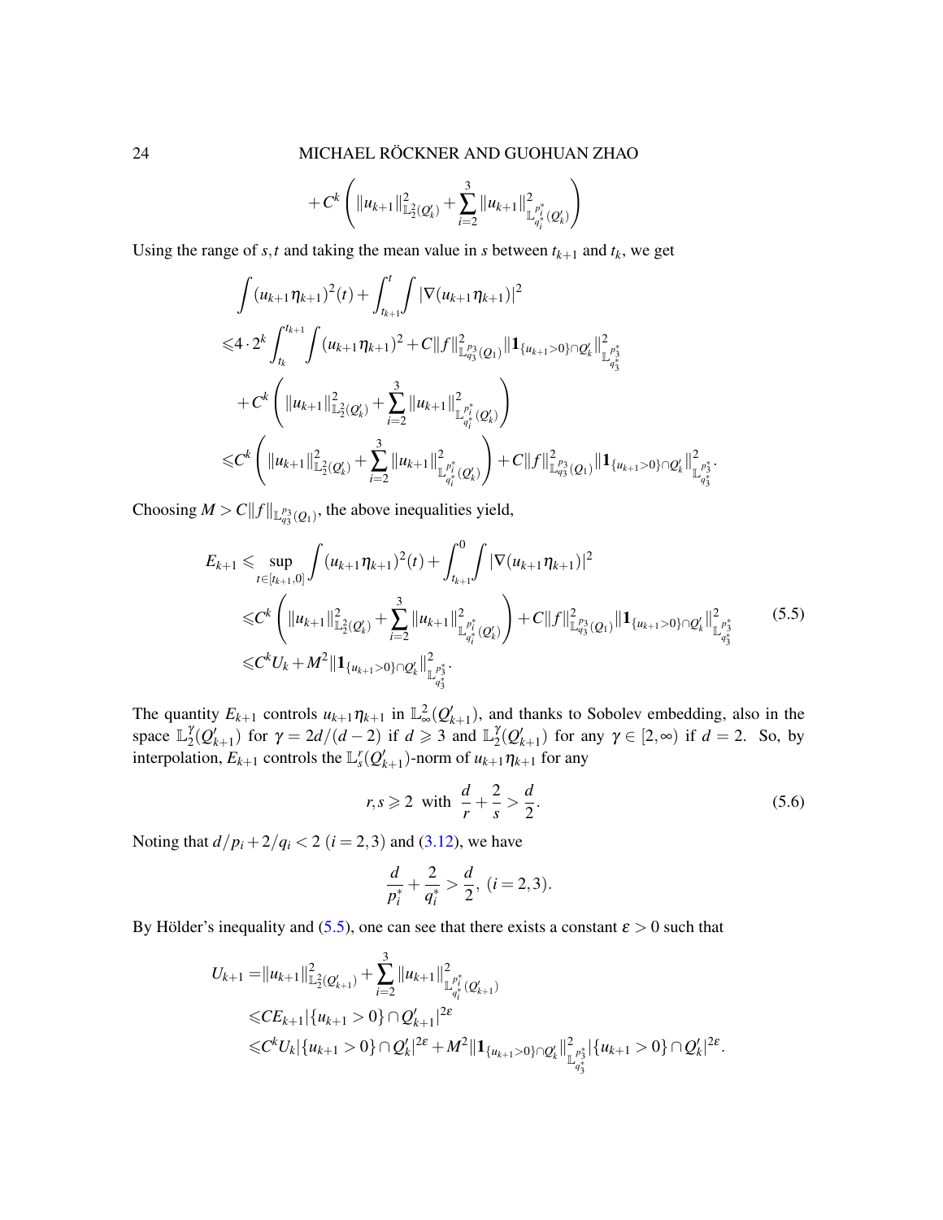$$
+C^k\left(\|u_{k+1}\|^2_{\mathbb{L}^2_2(Q'_k)}+\sum_{i=2}^3\|u_{k+1}\|^2_{\mathbb{L}^{p_i^*}_{q_i^*}(Q'_k)}\right)
$$

Using the range of $s,t$ and taking the mean value in $s$ between $t_{k+1}$ and $t_k$, we get

$$
\begin{aligned}
&\int (u_{k+1}\eta_{k+1})^2(t)+\int_{t_{k+1}}^t\int|\nabla(u_{k+1}\eta_{k+1})|^2\\
\leqslant& 4\cdot 2^k\int_{t_k}^{t_{k+1}}\int (u_{k+1}\eta_{k+1})^2+C\|f\|^2_{\mathbb{L}^{p_3}_{q_3}(Q_1)}\|\mathbf{1}_{\{u_{k+1}>0\}\cap Q'_k}\|^2_{\mathbb{L}^{p_3^*}_{q_3^*}}\\
&+C^k\left(\|u_{k+1}\|^2_{\mathbb{L}^2_2(Q'_k)}+\sum_{i=2}^3\|u_{k+1}\|^2_{\mathbb{L}^{p_i^*}_{q_i^*}(Q'_k)}\right)\\
\leqslant& C^k\left(\|u_{k+1}\|^2_{\mathbb{L}^2_2(Q'_k)}+\sum_{i=2}^3\|u_{k+1}\|^2_{\mathbb{L}^{p_i^*}_{q_i^*}(Q'_k)}\right)+C\|f\|^2_{\mathbb{L}^{p_3}_{q_3}(Q_1)}\|\mathbf{1}_{\{u_{k+1}>0\}\cap Q'_k}\|^2_{\mathbb{L}^{p_3^*}_{q_3^*}}.
\end{aligned}
$$

Choosing $M>C\|f\|_{\mathbb{L}^{p_3}_{q_3}(Q_1)}$, the above inequalities yield,

$$
\begin{aligned}
E_{k+1}\leqslant&\sup_{t\in[t_{k+1},0]}\int (u_{k+1}\eta_{k+1})^2(t)+\int_{t_{k+1}}^0\int|\nabla(u_{k+1}\eta_{k+1})|^2\\
\leqslant& C^k\left(\|u_{k+1}\|^2_{\mathbb{L}^2_2(Q'_k)}+\sum_{i=2}^3\|u_{k+1}\|^2_{\mathbb{L}^{p_i^*}_{q_i^*}(Q'_k)}\right)+C\|f\|^2_{\mathbb{L}^{p_3}_{q_3}(Q_1)}\|\mathbf{1}_{\{u_{k+1}>0\}\cap Q'_k}\|^2_{\mathbb{L}^{p_3^*}_{q_3^*}}\\
\leqslant& C^kU_k+M^2\|\mathbf{1}_{\{u_{k+1}>0\}\cap Q'_k}\|^2_{\mathbb{L}^{p_3^*}_{q_3^*}}.
\end{aligned}
\tag{5.5}
$$

The quantity $E_{k+1}$ controls $u_{k+1}\eta_{k+1}$ in $\mathbb{L}^2_\infty(Q'_{k+1})$, and thanks to Sobolev embedding, also in the space $\mathbb{L}^\gamma_2(Q'_{k+1})$ for $\gamma=2d/(d-2)$ if $d\geqslant 3$ and $\mathbb{L}^\gamma_2(Q'_{k+1})$ for any $\gamma\in[2,\infty)$ if $d=2$. So, by interpolation, $E_{k+1}$ controls the $\mathbb{L}^r_s(Q'_{k+1})$-norm of $u_{k+1}\eta_{k+1}$ for any

$$
r,s\geqslant 2\ \text{ with }\ \frac{d}{r}+\frac{2}{s}>\frac{d}{2}. \tag{5.6}
$$

Noting that $d/p_i+2/q_i<2$ $(i=2,3)$ and (3.12), we have

$$
\frac{d}{p_i^*}+\frac{2}{q_i^*}>\frac{d}{2},\ (i=2,3).
$$

By Hölder's inequality and (5.5), one can see that there exists a constant $\varepsilon>0$ such that

$$
\begin{aligned}
U_{k+1}=&\|u_{k+1}\|^2_{\mathbb{L}^2_2(Q'_{k+1})}+\sum_{i=2}^3\|u_{k+1}\|^2_{\mathbb{L}^{p_i^*}_{q_i^*}(Q'_{k+1})}\\
\leqslant& CE_{k+1}|\{u_{k+1}>0\}\cap Q'_{k+1}|^{2\varepsilon}\\
\leqslant& C^kU_k|\{u_{k+1}>0\}\cap Q'_k|^{2\varepsilon}+M^2\|\mathbf{1}_{\{u_{k+1}>0\}\cap Q'_k}\|^2_{\mathbb{L}^{p_3^*}_{q_3^*}}|\{u_{k+1}>0\}\cap Q'_k|^{2\varepsilon}.
\end{aligned}
$$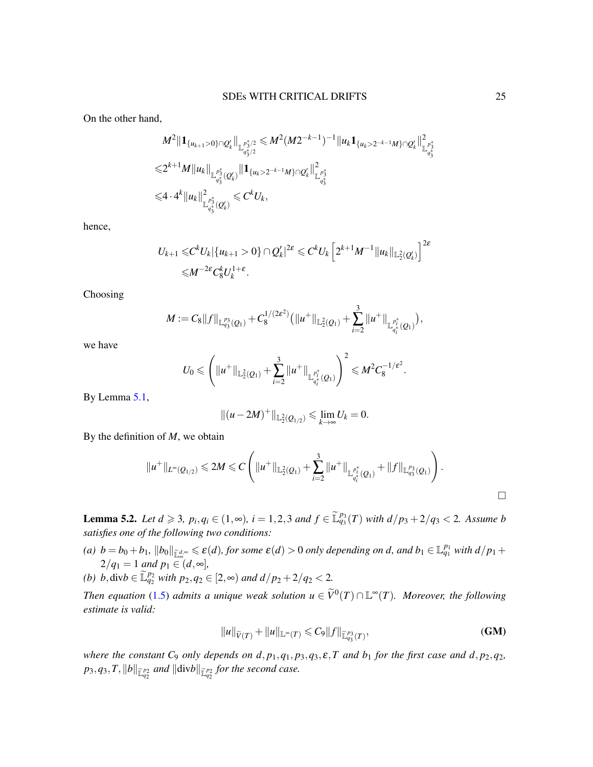On the other hand,

$$
\begin{aligned}
&M^2\|\mathbf{1}_{\{u_{k+1}>0\}\cap Q_k'}\|_{\mathbb{L}^{p_3^*/2}_{q_3^*/2}} \leqslant M^2(M2^{-k-1})^{-1}\|u_k\mathbf{1}_{\{u_k>2^{-k-1}M\}\cap Q_k'}\|^2_{\mathbb{L}^{p_3^*}_{q_3^*}} \\
\leqslant& 2^{k+1}M\|u_k\|_{\mathbb{L}^{p_3^*}_{q_3^*}(Q_k')}\|\mathbf{1}_{\{u_k>2^{-k-1}M\}\cap Q_k'}\|^2_{\mathbb{L}^{p_3^*}_{q_3^*}} \\
\leqslant& 4\cdot 4^k\|u_k\|^2_{\mathbb{L}^{p_3^*}_{q_3^*}(Q_k')} \leqslant C^k U_k,
\end{aligned}
$$

hence,

$$
\begin{aligned}
U_{k+1} \leqslant& C^k U_k |\{u_{k+1}>0\}\cap Q_k'|^{2\varepsilon} \leqslant C^k U_k\left[2^{k+1}M^{-1}\|u_k\|_{\mathbb{L}^2_2(Q_k')}\right]^{2\varepsilon} \\
\leqslant& M^{-2\varepsilon}C_8^k U_k^{1+\varepsilon}.
\end{aligned}
$$

Choosing

$$
M := C_8\|f\|_{\mathbb{L}^{p_3}_{q_3}(Q_1)} + C_8^{1/(2\varepsilon^2)}\big(\|u^+\|_{\mathbb{L}^2_2(Q_1)} + \sum_{i=2}^3\|u^+\|_{\mathbb{L}^{p_i^*}_{q_i^*}(Q_1)}\big),
$$

we have

$$
U_0 \leqslant \left(\|u^+\|_{\mathbb{L}^2_2(Q_1)} + \sum_{i=2}^3\|u^+\|_{\mathbb{L}^{p_i^*}_{q_i^*}(Q_1)}\right)^2 \leqslant M^2 C_8^{-1/\varepsilon^2}.
$$

By Lemma 5.1,

$$
\|(u-2M)^+\|_{\mathbb{L}^2_2(Q_{1/2})} \leqslant \lim_{k\to\infty} U_k = 0.
$$

By the definition of $M$, we obtain

$$
\|u^+\|_{L^\infty(Q_{1/2})} \leqslant 2M \leqslant C\left(\|u^+\|_{\mathbb{L}^2_2(Q_1)} + \sum_{i=2}^3\|u^+\|_{\mathbb{L}^{p_i^*}_{q_i^*}(Q_1)} + \|f\|_{\mathbb{L}^{p_3}_{q_3}(Q_1)}\right).
$$

□

**Lemma 5.2.** *Let $d \geqslant 3$, $p_i, q_i \in (1,\infty)$, $i = 1,2,3$ and $f \in \widetilde{\mathbb{L}}^{p_3}_{q_3}(T)$ with $d/p_3 + 2/q_3 < 2$. Assume $b$ satisfies one of the following two conditions:*

*(a) $b = b_0 + b_1$, $\|b_0\|_{\widetilde{\mathbb{L}}^{d,\infty}_\infty} \leqslant \varepsilon(d)$, for some $\varepsilon(d) > 0$ only depending on $d$, and $b_1 \in \mathbb{L}^{p_1}_{q_1}$ with $d/p_1 + 2/q_1 = 1$ and $p_1 \in (d,\infty]$,*

*(b) $b, \mathrm{div} b \in \widetilde{\mathbb{L}}^{p_2}_{q_2}$ with $p_2, q_2 \in [2,\infty)$ and $d/p_2 + 2/q_2 < 2$.*

*Then equation (1.5) admits a unique weak solution $u \in \widetilde{V}^0(T) \cap \mathbb{L}^\infty(T)$. Moreover, the following estimate is valid:*

$$
\|u\|_{\widetilde{V}(T)} + \|u\|_{\mathbb{L}^\infty(T)} \leqslant C_9\|f\|_{\widetilde{\mathbb{L}}^{p_3}_{q_3}(T)}, \tag{GM}
$$

*where the constant $C_9$ only depends on $d, p_1, q_1, p_3, q_3, \varepsilon, T$ and $b_1$ for the first case and $d, p_2, q_2, p_3, q_3, T, \|b\|_{\widetilde{\mathbb{L}}^{p_2}_{q_2}}$ and $\|\mathrm{div} b\|_{\widetilde{\mathbb{L}}^{p_2}_{q_2}}$ for the second case.*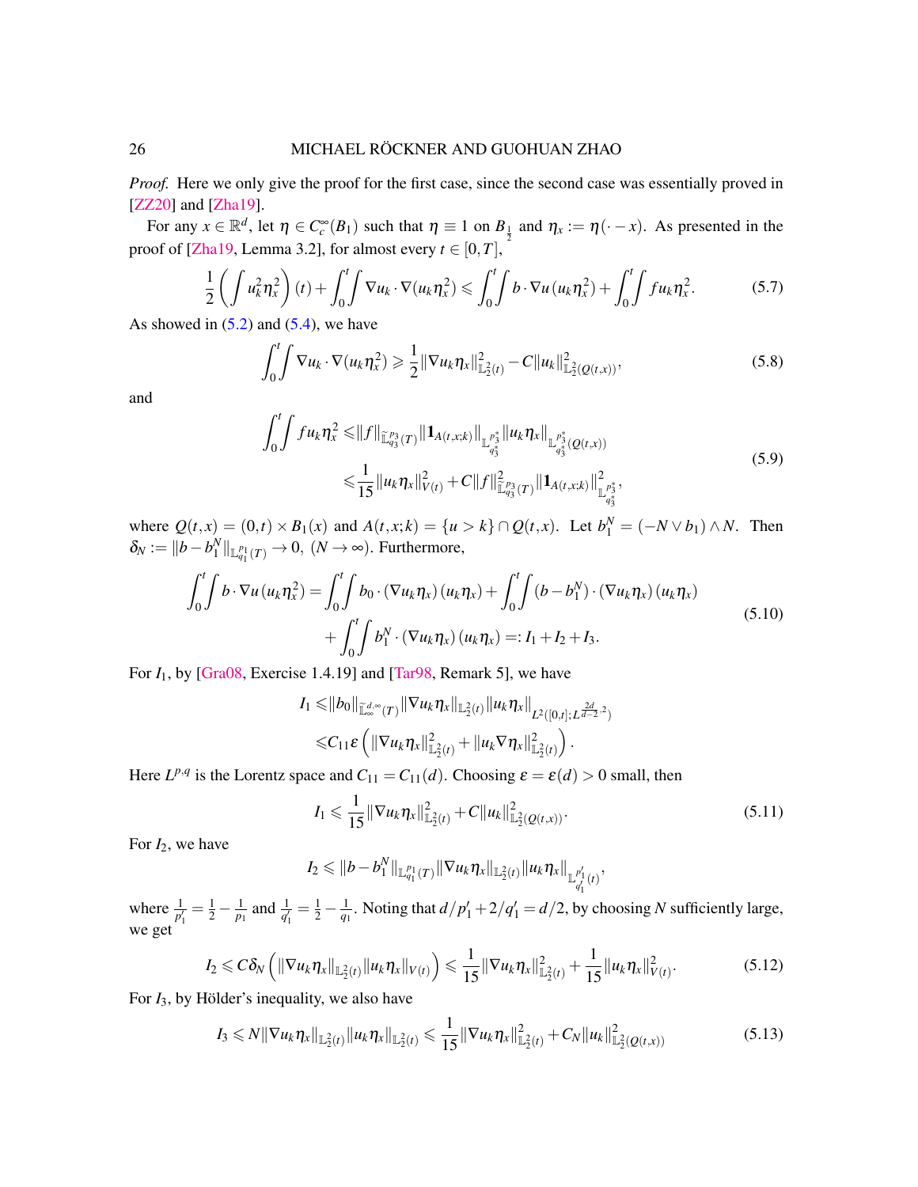*Proof.* Here we only give the proof for the first case, since the second case was essentially proved in [ZZ20] and [Zha19].

For any $x \in \mathbb{R}^d$, let $\eta \in C_c^\infty(B_1)$ such that $\eta \equiv 1$ on $B_{\frac{1}{2}}$ and $\eta_x := \eta(\cdot - x)$. As presented in the proof of [Zha19, Lemma 3.2], for almost every $t \in [0,T]$,

$$
\frac{1}{2}\left(\int u_k^2 \eta_x^2\right)(t) + \int_0^t\!\!\int \nabla u_k \cdot \nabla(u_k \eta_x^2) \leqslant \int_0^t\!\!\int b \cdot \nabla u\,(u_k \eta_x^2) + \int_0^t\!\!\int f u_k \eta_x^2. \tag{5.7}
$$

As showed in (5.2) and (5.4), we have

$$
\int_0^t\!\!\int \nabla u_k \cdot \nabla(u_k \eta_x^2) \geqslant \frac{1}{2}\|\nabla u_k \eta_x\|^2_{\mathbb{L}^2_2(t)} - C\|u_k\|^2_{\mathbb{L}^2_2(Q(t,x))}, \tag{5.8}
$$

and

$$
\begin{aligned}
\int_0^t\!\!\int f u_k \eta_x^2 \leqslant& \|f\|_{\widetilde{\mathbb{L}}^{p_3}_{q_3}(T)} \|\mathbf{1}_{A(t,x;k)}\|_{\mathbb{L}^{p_3^*}_{q_3^*}} \|u_k \eta_x\|_{\mathbb{L}^{p_3^*}_{q_3^*}(Q(t,x))} \\
\leqslant& \frac{1}{15}\|u_k \eta_x\|^2_{V(t)} + C\|f\|^2_{\widetilde{\mathbb{L}}^{p_3}_{q_3}(T)} \|\mathbf{1}_{A(t,x;k)}\|^2_{\mathbb{L}^{p_3^*}_{q_3^*}},
\end{aligned} \tag{5.9}
$$

where $Q(t,x) = (0,t) \times B_1(x)$ and $A(t,x;k) = \{u > k\} \cap Q(t,x)$. Let $b_1^N = (-N \vee b_1) \wedge N$. Then $\delta_N := \|b - b_1^N\|_{\mathbb{L}^{p_1}_{q_1}(T)} \to 0$, $(N \to \infty)$. Furthermore,

$$
\begin{aligned}
\int_0^t\!\!\int b \cdot \nabla u\,(u_k \eta_x^2) =& \int_0^t\!\!\int b_0 \cdot (\nabla u_k \eta_x)(u_k \eta_x) + \int_0^t\!\!\int (b - b_1^N) \cdot (\nabla u_k \eta_x)(u_k \eta_x) \\
&+ \int_0^t\!\!\int b_1^N \cdot (\nabla u_k \eta_x)(u_k \eta_x) =: I_1 + I_2 + I_3.
\end{aligned} \tag{5.10}
$$

For $I_1$, by [Gra08, Exercise 1.4.19] and [Tar98, Remark 5], we have

$$
\begin{aligned}
I_1 \leqslant& \|b_0\|_{\widetilde{\mathbb{L}}^{d,\infty}_\infty(T)} \|\nabla u_k \eta_x\|_{\mathbb{L}^2_2(t)} \|u_k \eta_x\|_{L^2([0,t];L^{\frac{2d}{d-2},2})} \\
\leqslant& C_{11}\varepsilon\left(\|\nabla u_k \eta_x\|^2_{\mathbb{L}^2_2(t)} + \|u_k \nabla \eta_x\|^2_{\mathbb{L}^2_2(t)}\right).
\end{aligned}
$$

Here $L^{p,q}$ is the Lorentz space and $C_{11} = C_{11}(d)$. Choosing $\varepsilon = \varepsilon(d) > 0$ small, then

$$
I_1 \leqslant \frac{1}{15}\|\nabla u_k \eta_x\|^2_{\mathbb{L}^2_2(t)} + C\|u_k\|^2_{\mathbb{L}^2_2(Q(t,x))}. \tag{5.11}
$$

For $I_2$, we have

$$
I_2 \leqslant \|b - b_1^N\|_{\mathbb{L}^{p_1}_{q_1}(T)} \|\nabla u_k \eta_x\|_{\mathbb{L}^2_2(t)} \|u_k \eta_x\|_{\mathbb{L}^{p_1'}_{q_1'}(t)},
$$

where $\frac{1}{p_1'} = \frac{1}{2} - \frac{1}{p_1}$ and $\frac{1}{q_1'} = \frac{1}{2} - \frac{1}{q_1}$. Noting that $d/p_1' + 2/q_1' = d/2$, by choosing $N$ sufficiently large, we get

$$
I_2 \leqslant C\delta_N \left(\|\nabla u_k \eta_x\|_{\mathbb{L}^2_2(t)} \|u_k \eta_x\|_{V(t)}\right) \leqslant \frac{1}{15}\|\nabla u_k \eta_x\|^2_{\mathbb{L}^2_2(t)} + \frac{1}{15}\|u_k \eta_x\|^2_{V(t)}. \tag{5.12}
$$

For $I_3$, by Hölder's inequality, we also have

$$
I_3 \leqslant N\|\nabla u_k \eta_x\|_{\mathbb{L}^2_2(t)} \|u_k \eta_x\|_{\mathbb{L}^2_2(t)} \leqslant \frac{1}{15}\|\nabla u_k \eta_x\|^2_{\mathbb{L}^2_2(t)} + C_N\|u_k\|^2_{\mathbb{L}^2_2(Q(t,x))} \tag{5.13}
$$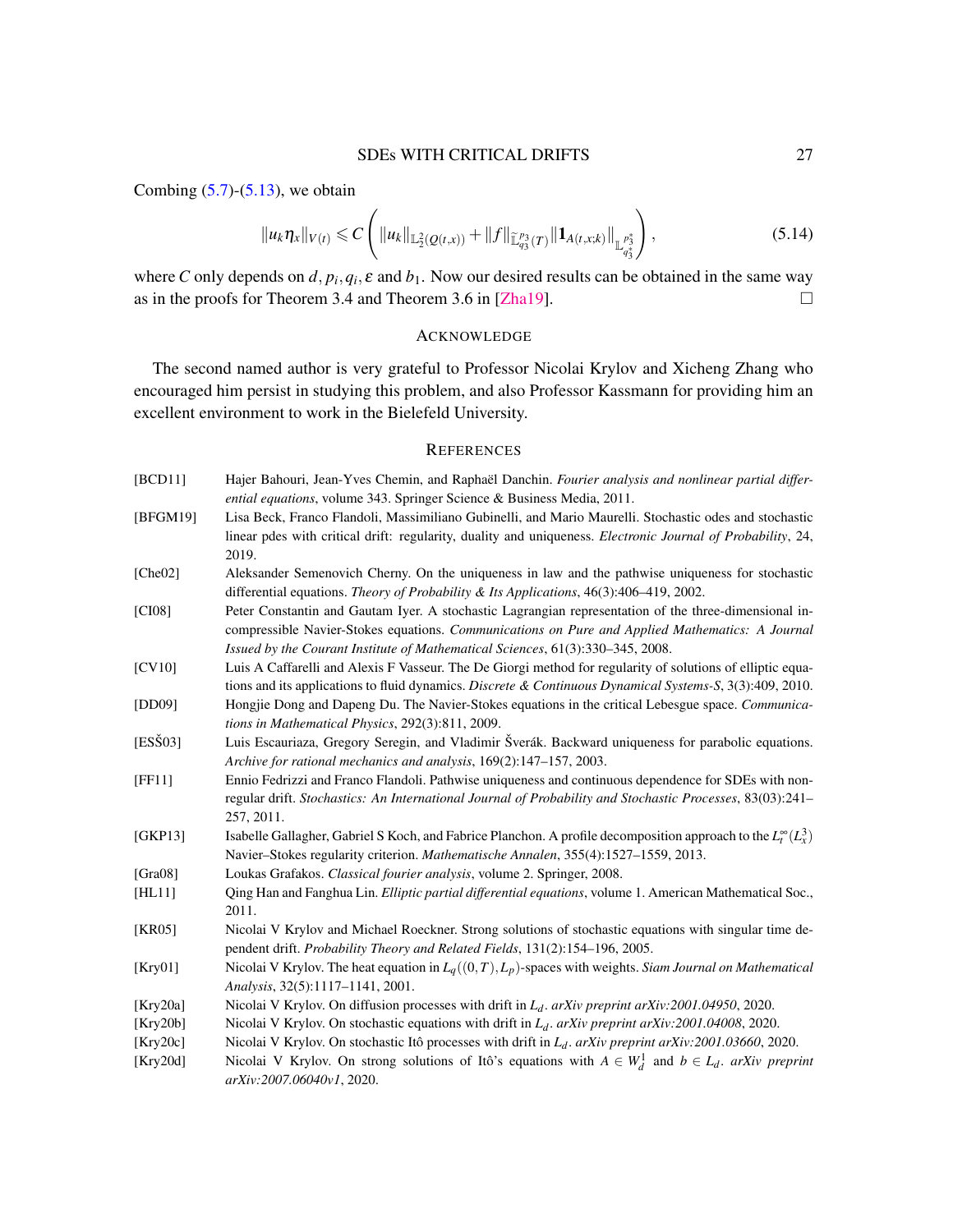Combing (5.7)-(5.13), we obtain

$$\|u_k\eta_x\|_{V(t)} \leqslant C\left(\|u_k\|_{\mathbb{L}^2_2(Q(t,x))} + \|f\|_{\widetilde{\mathbb{L}}^{p_3}_{q_3}(T)}\|\mathbf{1}_{A(t,x;k)}\|_{\mathbb{L}^{p_3^*}_{q_3^*}}\right), \tag{5.14}$$

where $C$ only depends on $d, p_i, q_i, \varepsilon$ and $b_1$. Now our desired results can be obtained in the same way as in the proofs for Theorem 3.4 and Theorem 3.6 in [Zha19]. □

## Acknowledge

The second named author is very grateful to Professor Nicolai Krylov and Xicheng Zhang who encouraged him persist in studying this problem, and also Professor Kassmann for providing him an excellent environment to work in the Bielefeld University.

## References

[BCD11] Hajer Bahouri, Jean-Yves Chemin, and Raphaël Danchin. *Fourier analysis and nonlinear partial differential equations*, volume 343. Springer Science & Business Media, 2011.

[BFGM19] Lisa Beck, Franco Flandoli, Massimiliano Gubinelli, and Mario Maurelli. Stochastic odes and stochastic linear pdes with critical drift: regularity, duality and uniqueness. *Electronic Journal of Probability*, 24, 2019.

[Che02] Aleksander Semenovich Cherny. On the uniqueness in law and the pathwise uniqueness for stochastic differential equations. *Theory of Probability & Its Applications*, 46(3):406–419, 2002.

[CI08] Peter Constantin and Gautam Iyer. A stochastic Lagrangian representation of the three-dimensional incompressible Navier-Stokes equations. *Communications on Pure and Applied Mathematics: A Journal Issued by the Courant Institute of Mathematical Sciences*, 61(3):330–345, 2008.

[CV10] Luis A Caffarelli and Alexis F Vasseur. The De Giorgi method for regularity of solutions of elliptic equations and its applications to fluid dynamics. *Discrete & Continuous Dynamical Systems-S*, 3(3):409, 2010.

[DD09] Hongjie Dong and Dapeng Du. The Navier-Stokes equations in the critical Lebesgue space. *Communications in Mathematical Physics*, 292(3):811, 2009.

[ESŠ03] Luis Escauriaza, Gregory Seregin, and Vladimir Šverák. Backward uniqueness for parabolic equations. *Archive for rational mechanics and analysis*, 169(2):147–157, 2003.

[FF11] Ennio Fedrizzi and Franco Flandoli. Pathwise uniqueness and continuous dependence for SDEs with non-regular drift. *Stochastics: An International Journal of Probability and Stochastic Processes*, 83(03):241–257, 2011.

[GKP13] Isabelle Gallagher, Gabriel S Koch, and Fabrice Planchon. A profile decomposition approach to the $L^\infty_t(L^3_x)$ Navier–Stokes regularity criterion. *Mathematische Annalen*, 355(4):1527–1559, 2013.

[Gra08] Loukas Grafakos. *Classical fourier analysis*, volume 2. Springer, 2008.

[HL11] Qing Han and Fanghua Lin. *Elliptic partial differential equations*, volume 1. American Mathematical Soc., 2011.

[KR05] Nicolai V Krylov and Michael Roeckner. Strong solutions of stochastic equations with singular time dependent drift. *Probability Theory and Related Fields*, 131(2):154–196, 2005.

[Kry01] Nicolai V Krylov. The heat equation in $L_q((0,T),L_p)$-spaces with weights. *Siam Journal on Mathematical Analysis*, 32(5):1117–1141, 2001.

[Kry20a] Nicolai V Krylov. On diffusion processes with drift in $L_d$. *arXiv preprint arXiv:2001.04950*, 2020.

[Kry20b] Nicolai V Krylov. On stochastic equations with drift in $L_d$. *arXiv preprint arXiv:2001.04008*, 2020.

[Kry20c] Nicolai V Krylov. On stochastic Itô processes with drift in $L_d$. *arXiv preprint arXiv:2001.03660*, 2020.

[Kry20d] Nicolai V Krylov. On strong solutions of Itô's equations with $A \in W^1_d$ and $b \in L_d$. *arXiv preprint arXiv:2007.06040v1*, 2020.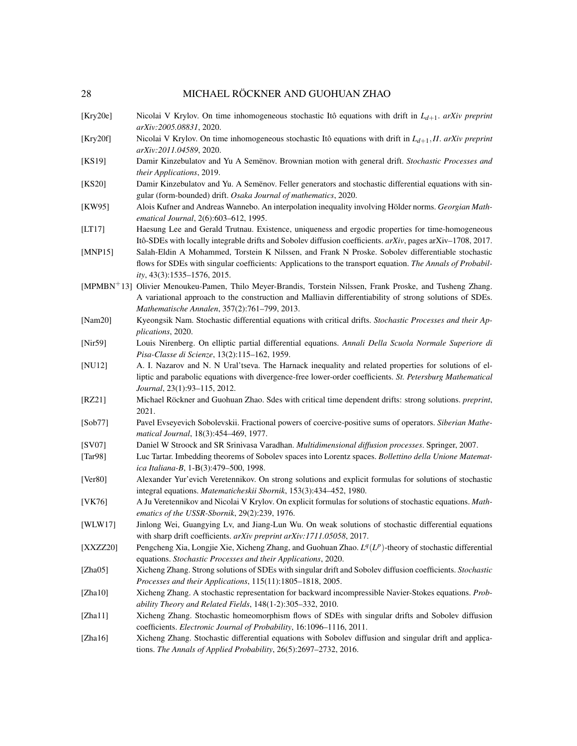[Kry20e] Nicolai V Krylov. On time inhomogeneous stochastic Itô equations with drift in $L_{d+1}$. *arXiv preprint arXiv:2005.08831*, 2020.

[Kry20f] Nicolai V Krylov. On time inhomogeneous stochastic Itô equations with drift in $L_{d+1}, II$. *arXiv preprint arXiv:2011.04589*, 2020.

[KS19] Damir Kinzebulatov and Yu A Semënov. Brownian motion with general drift. *Stochastic Processes and their Applications*, 2019.

[KS20] Damir Kinzebulatov and Yu. A Semënov. Feller generators and stochastic differential equations with singular (form-bounded) drift. *Osaka Journal of mathematics*, 2020.

[KW95] Alois Kufner and Andreas Wannebo. An interpolation inequality involving Hölder norms. *Georgian Mathematical Journal*, 2(6):603–612, 1995.

[LT17] Haesung Lee and Gerald Trutnau. Existence, uniqueness and ergodic properties for time-homogeneous Itô-SDEs with locally integrable drifts and Sobolev diffusion coefficients. *arXiv*, pages arXiv–1708, 2017.

[MNP15] Salah-Eldin A Mohammed, Torstein K Nilssen, and Frank N Proske. Sobolev differentiable stochastic flows for SDEs with singular coefficients: Applications to the transport equation. *The Annals of Probability*, 43(3):1535–1576, 2015.

[MPMBN+13] Olivier Menoukeu-Pamen, Thilo Meyer-Brandis, Torstein Nilssen, Frank Proske, and Tusheng Zhang. A variational approach to the construction and Malliavin differentiability of strong solutions of SDEs. *Mathematische Annalen*, 357(2):761–799, 2013.

[Nam20] Kyeongsik Nam. Stochastic differential equations with critical drifts. *Stochastic Processes and their Applications*, 2020.

[Nir59] Louis Nirenberg. On elliptic partial differential equations. *Annali Della Scuola Normale Superiore di Pisa-Classe di Scienze*, 13(2):115–162, 1959.

[NU12] A. I. Nazarov and N. N Ural'tseva. The Harnack inequality and related properties for solutions of elliptic and parabolic equations with divergence-free lower-order coefficients. *St. Petersburg Mathematical Journal*, 23(1):93–115, 2012.

[RZ21] Michael Röckner and Guohuan Zhao. Sdes with critical time dependent drifts: strong solutions. *preprint*, 2021.

[Sob77] Pavel Evseyevich Sobolevskii. Fractional powers of coercive-positive sums of operators. *Siberian Mathematical Journal*, 18(3):454–469, 1977.

[SV07] Daniel W Stroock and SR Srinivasa Varadhan. *Multidimensional diffusion processes*. Springer, 2007.

[Tar98] Luc Tartar. Imbedding theorems of Sobolev spaces into Lorentz spaces. *Bollettino della Unione Matematica Italiana-B*, 1-B(3):479–500, 1998.

[Ver80] Alexander Yur'evich Veretennikov. On strong solutions and explicit formulas for solutions of stochastic integral equations. *Matematicheskii Sbornik*, 153(3):434–452, 1980.

[VK76] A Ju Veretennikov and Nicolai V Krylov. On explicit formulas for solutions of stochastic equations. *Mathematics of the USSR-Sbornik*, 29(2):239, 1976.

[WLW17] Jinlong Wei, Guangying Lv, and Jiang-Lun Wu. On weak solutions of stochastic differential equations with sharp drift coefficients. *arXiv preprint arXiv:1711.05058*, 2017.

[XXZZ20] Pengcheng Xia, Longjie Xie, Xicheng Zhang, and Guohuan Zhao. $L^q(L^p)$-theory of stochastic differential equations. *Stochastic Processes and their Applications*, 2020.

[Zha05] Xicheng Zhang. Strong solutions of SDEs with singular drift and Sobolev diffusion coefficients. *Stochastic Processes and their Applications*, 115(11):1805–1818, 2005.

[Zha10] Xicheng Zhang. A stochastic representation for backward incompressible Navier-Stokes equations. *Probability Theory and Related Fields*, 148(1-2):305–332, 2010.

[Zha11] Xicheng Zhang. Stochastic homeomorphism flows of SDEs with singular drifts and Sobolev diffusion coefficients. *Electronic Journal of Probability*, 16:1096–1116, 2011.

[Zha16] Xicheng Zhang. Stochastic differential equations with Sobolev diffusion and singular drift and applications. *The Annals of Applied Probability*, 26(5):2697–2732, 2016.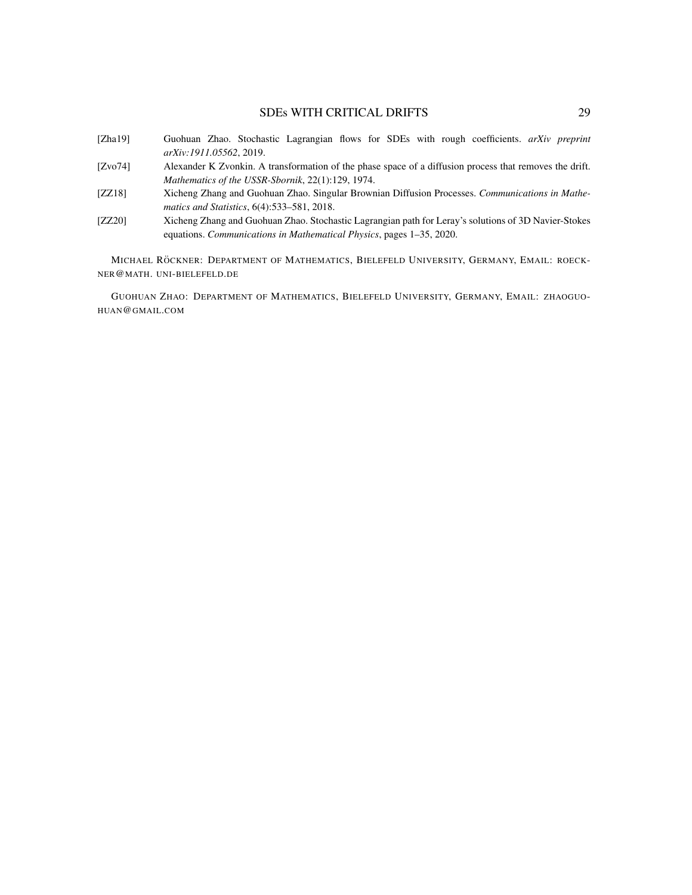[Zha19] Guohuan Zhao. Stochastic Lagrangian flows for SDEs with rough coefficients. *arXiv preprint arXiv:1911.05562*, 2019.

[Zvo74] Alexander K Zvonkin. A transformation of the phase space of a diffusion process that removes the drift. *Mathematics of the USSR-Sbornik*, 22(1):129, 1974.

[ZZ18] Xicheng Zhang and Guohuan Zhao. Singular Brownian Diffusion Processes. *Communications in Mathematics and Statistics*, 6(4):533–581, 2018.

[ZZ20] Xicheng Zhang and Guohuan Zhao. Stochastic Lagrangian path for Leray's solutions of 3D Navier-Stokes equations. *Communications in Mathematical Physics*, pages 1–35, 2020.

MICHAEL RÖCKNER: DEPARTMENT OF MATHEMATICS, BIELEFELD UNIVERSITY, GERMANY, EMAIL: ROECKNER@MATH. UNI-BIELEFELD.DE

GUOHUAN ZHAO: DEPARTMENT OF MATHEMATICS, BIELEFELD UNIVERSITY, GERMANY, EMAIL: ZHAOGUOHUAN@GMAIL.COM